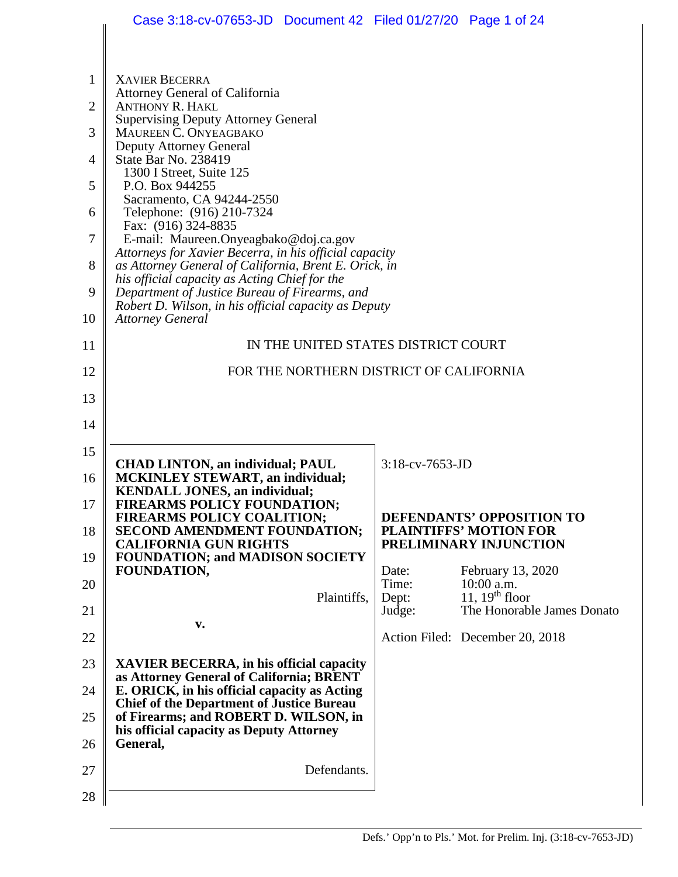XAVIER BECERRA
Attorney General of California
ANTHONY R. HAKL
Supervising Deputy Attorney General
MAUREEN C. ONYEAGBAKO
Deputy Attorney General
State Bar No. 238419
1300 I Street, Suite 125
P.O. Box 944255
Sacramento, CA 94244-2550
Telephone: (916) 210-7324
Fax: (916) 324-8835
E-mail: Maureen.Onyeagbako@doj.ca.gov
*Attorneys for Xavier Becerra, in his official capacity as Attorney General of California, Brent E. Orick, in his official capacity as Acting Chief for the Department of Justice Bureau of Firearms, and Robert D. Wilson, in his official capacity as Deputy Attorney General*

IN THE UNITED STATES DISTRICT COURT

FOR THE NORTHERN DISTRICT OF CALIFORNIA

| | |
|---|---|
| **CHAD LINTON, an individual; PAUL MCKINLEY STEWART, an individual; KENDALL JONES, an individual; FIREARMS POLICY FOUNDATION; FIREARMS POLICY COALITION; SECOND AMENDMENT FOUNDATION; CALIFORNIA GUN RIGHTS FOUNDATION; and MADISON SOCIETY FOUNDATION,** Plaintiffs, **v.** **XAVIER BECERRA, in his official capacity as Attorney General of California; BRENT E. ORICK, in his official capacity as Acting Chief of the Department of Justice Bureau of Firearms; and ROBERT D. WILSON, in his official capacity as Deputy Attorney General,** Defendants. | 3:18-cv-7653-JD **DEFENDANTS' OPPOSITION TO PLAINTIFFS' MOTION FOR PRELIMINARY INJUNCTION** Date: February 13, 2020 Time: 10:00 a.m. Dept: 11, 19th floor Judge: The Honorable James Donato Action Filed: December 20, 2018 |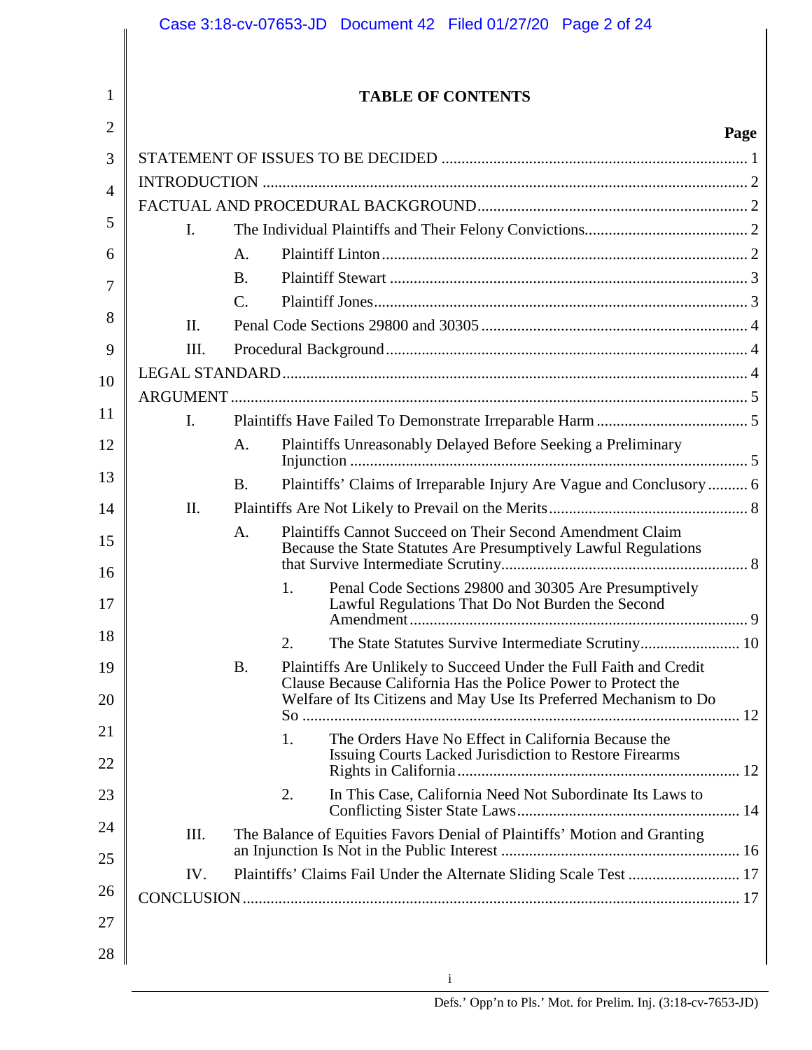# TABLE OF CONTENTS

| | Page |
|---|---|
| STATEMENT OF ISSUES TO BE DECIDED | 1 |
| INTRODUCTION | 2 |
| FACTUAL AND PROCEDURAL BACKGROUND | 2 |
| I. The Individual Plaintiffs and Their Felony Convictions | 2 |
| A. Plaintiff Linton | 2 |
| B. Plaintiff Stewart | 3 |
| C. Plaintiff Jones | 3 |
| II. Penal Code Sections 29800 and 30305 | 4 |
| III. Procedural Background | 4 |
| LEGAL STANDARD | 4 |
| ARGUMENT | 5 |
| I. Plaintiffs Have Failed To Demonstrate Irreparable Harm | 5 |
| A. Plaintiffs Unreasonably Delayed Before Seeking a Preliminary Injunction | 5 |
| B. Plaintiffs' Claims of Irreparable Injury Are Vague and Conclusory | 6 |
| II. Plaintiffs Are Not Likely to Prevail on the Merits | 8 |
| A. Plaintiffs Cannot Succeed on Their Second Amendment Claim Because the State Statutes Are Presumptively Lawful Regulations that Survive Intermediate Scrutiny | 8 |
| 1. Penal Code Sections 29800 and 30305 Are Presumptively Lawful Regulations That Do Not Burden the Second Amendment | 9 |
| 2. The State Statutes Survive Intermediate Scrutiny | 10 |
| B. Plaintiffs Are Unlikely to Succeed Under the Full Faith and Credit Clause Because California Has the Police Power to Protect the Welfare of Its Citizens and May Use Its Preferred Mechanism to Do So | 12 |
| 1. The Orders Have No Effect in California Because the Issuing Courts Lacked Jurisdiction to Restore Firearms Rights in California | 12 |
| 2. In This Case, California Need Not Subordinate Its Laws to Conflicting Sister State Laws | 14 |
| III. The Balance of Equities Favors Denial of Plaintiffs' Motion and Granting an Injunction Is Not in the Public Interest | 16 |
| IV. Plaintiffs' Claims Fail Under the Alternate Sliding Scale Test | 17 |
| CONCLUSION | 17 |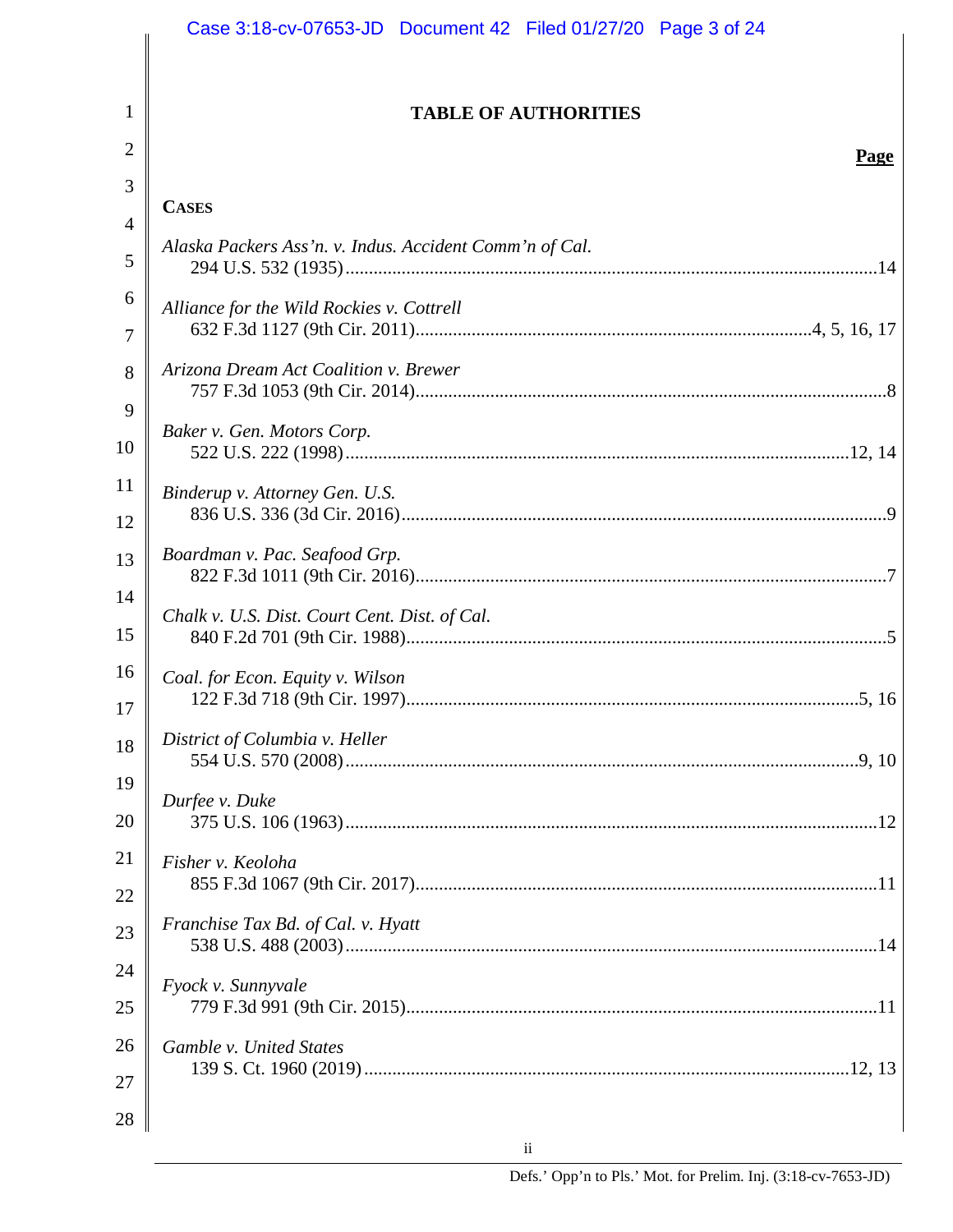## TABLE OF AUTHORITIES

**Page**

**CASES**

*Alaska Packers Ass'n. v. Indus. Accident Comm'n of Cal.*
294 U.S. 532 (1935) ... 14

*Alliance for the Wild Rockies v. Cottrell*
632 F.3d 1127 (9th Cir. 2011) ... 4, 5, 16, 17

*Arizona Dream Act Coalition v. Brewer*
757 F.3d 1053 (9th Cir. 2014) ... 8

*Baker v. Gen. Motors Corp.*
522 U.S. 222 (1998) ... 12, 14

*Binderup v. Attorney Gen. U.S.*
836 U.S. 336 (3d Cir. 2016) ... 9

*Boardman v. Pac. Seafood Grp.*
822 F.3d 1011 (9th Cir. 2016) ... 7

*Chalk v. U.S. Dist. Court Cent. Dist. of Cal.*
840 F.2d 701 (9th Cir. 1988) ... 5

*Coal. for Econ. Equity v. Wilson*
122 F.3d 718 (9th Cir. 1997) ... 5, 16

*District of Columbia v. Heller*
554 U.S. 570 (2008) ... 9, 10

*Durfee v. Duke*
375 U.S. 106 (1963) ... 12

*Fisher v. Keoloha*
855 F.3d 1067 (9th Cir. 2017) ... 11

*Franchise Tax Bd. of Cal. v. Hyatt*
538 U.S. 488 (2003) ... 14

*Fyock v. Sunnyvale*
779 F.3d 991 (9th Cir. 2015) ... 11

*Gamble v. United States*
139 S. Ct. 1960 (2019) ... 12, 13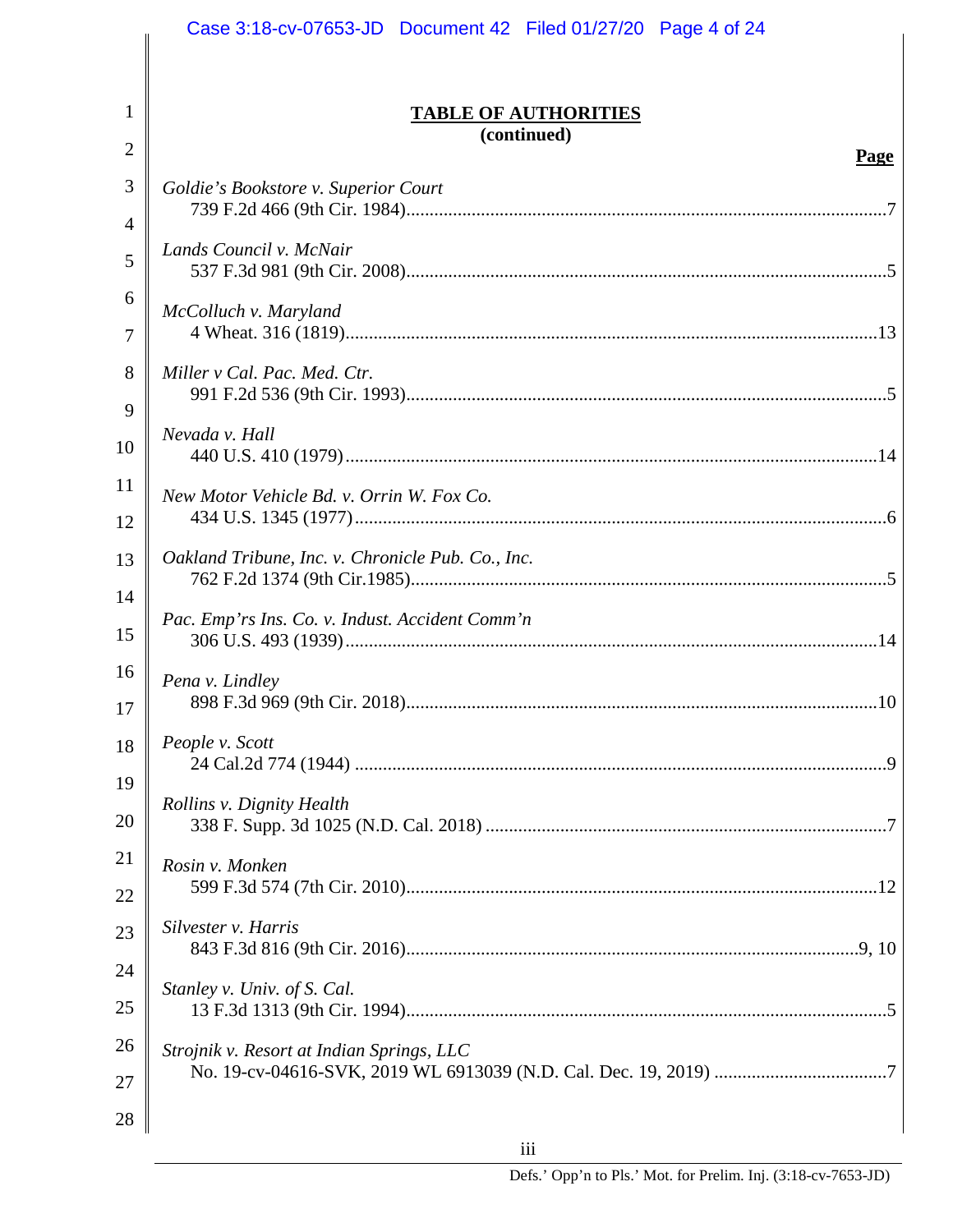## TABLE OF AUTHORITIES
**(continued)**

**Page**

*Goldie's Bookstore v. Superior Court*
739 F.2d 466 (9th Cir. 1984)....................7

*Lands Council v. McNair*
537 F.3d 981 (9th Cir. 2008)....................5

*McColluch v. Maryland*
4 Wheat. 316 (1819)....................13

*Miller v Cal. Pac. Med. Ctr.*
991 F.2d 536 (9th Cir. 1993)....................5

*Nevada v. Hall*
440 U.S. 410 (1979)....................14

*New Motor Vehicle Bd. v. Orrin W. Fox Co.*
434 U.S. 1345 (1977)....................6

*Oakland Tribune, Inc. v. Chronicle Pub. Co., Inc.*
762 F.2d 1374 (9th Cir.1985)....................5

*Pac. Emp'rs Ins. Co. v. Indust. Accident Comm'n*
306 U.S. 493 (1939)....................14

*Pena v. Lindley*
898 F.3d 969 (9th Cir. 2018)....................10

*People v. Scott*
24 Cal.2d 774 (1944)....................9

*Rollins v. Dignity Health*
338 F. Supp. 3d 1025 (N.D. Cal. 2018)....................7

*Rosin v. Monken*
599 F.3d 574 (7th Cir. 2010)....................12

*Silvester v. Harris*
843 F.3d 816 (9th Cir. 2016)....................9, 10

*Stanley v. Univ. of S. Cal.*
13 F.3d 1313 (9th Cir. 1994)....................5

*Strojnik v. Resort at Indian Springs, LLC*
No. 19-cv-04616-SVK, 2019 WL 6913039 (N.D. Cal. Dec. 19, 2019)....................7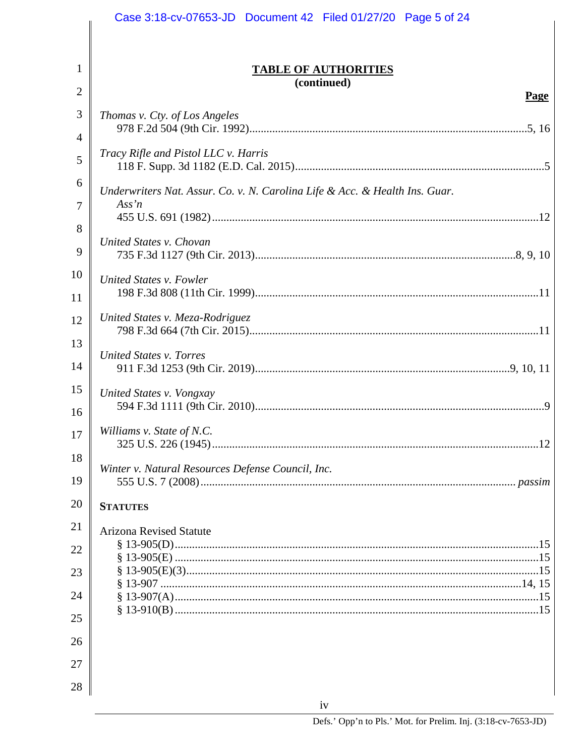## TABLE OF AUTHORITIES
**(continued)**

**Page**

*Thomas v. Cty. of Los Angeles*
978 F.2d 504 (9th Cir. 1992) ... 5, 16

*Tracy Rifle and Pistol LLC v. Harris*
118 F. Supp. 3d 1182 (E.D. Cal. 2015) ... 5

*Underwriters Nat. Assur. Co. v. N. Carolina Life & Acc. & Health Ins. Guar. Ass'n*
455 U.S. 691 (1982) ... 12

*United States v. Chovan*
735 F.3d 1127 (9th Cir. 2013) ... 8, 9, 10

*United States v. Fowler*
198 F.3d 808 (11th Cir. 1999) ... 11

*United States v. Meza-Rodriguez*
798 F.3d 664 (7th Cir. 2015) ... 11

*United States v. Torres*
911 F.3d 1253 (9th Cir. 2019) ... 9, 10, 11

*United States v. Vongxay*
594 F.3d 1111 (9th Cir. 2010) ... 9

*Williams v. State of N.C.*
325 U.S. 226 (1945) ... 12

*Winter v. Natural Resources Defense Council, Inc.*
555 U.S. 7 (2008) ... *passim*

**STATUTES**

Arizona Revised Statute
§ 13-905(D) ... 15
§ 13-905(E) ... 15
§ 13-905(E)(3) ... 15
§ 13-907 ... 14, 15
§ 13-907(A) ... 15
§ 13-910(B) ... 15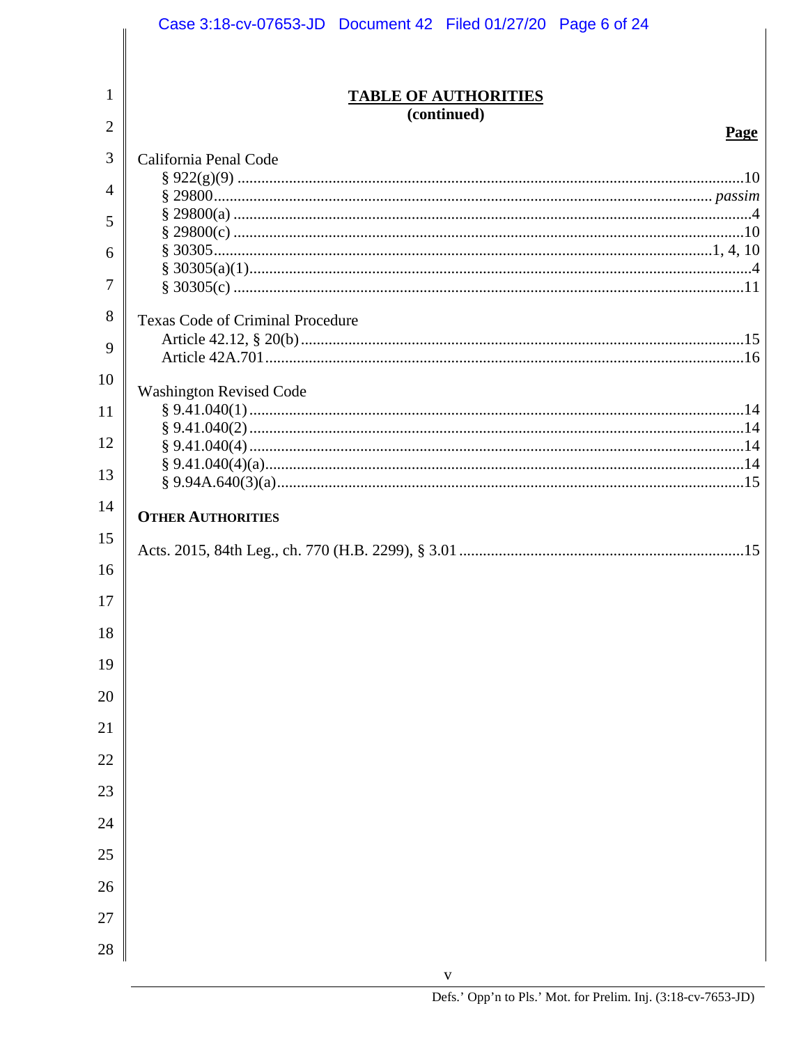## TABLE OF AUTHORITIES
### (continued)

**Page**

California Penal Code
- § 922(g)(9) ..... 10
- § 29800 ..... *passim*
- § 29800(a) ..... 4
- § 29800(c) ..... 10
- § 30305 ..... 1, 4, 10
- § 30305(a)(1) ..... 4
- § 30305(c) ..... 11

Texas Code of Criminal Procedure
- Article 42.12, § 20(b) ..... 15
- Article 42A.701 ..... 16

Washington Revised Code
- § 9.41.040(1) ..... 14
- § 9.41.040(2) ..... 14
- § 9.41.040(4) ..... 14
- § 9.41.040(4)(a) ..... 14
- § 9.94A.640(3)(a) ..... 15

**OTHER AUTHORITIES**

Acts. 2015, 84th Leg., ch. 770 (H.B. 2299), § 3.01 ..... 15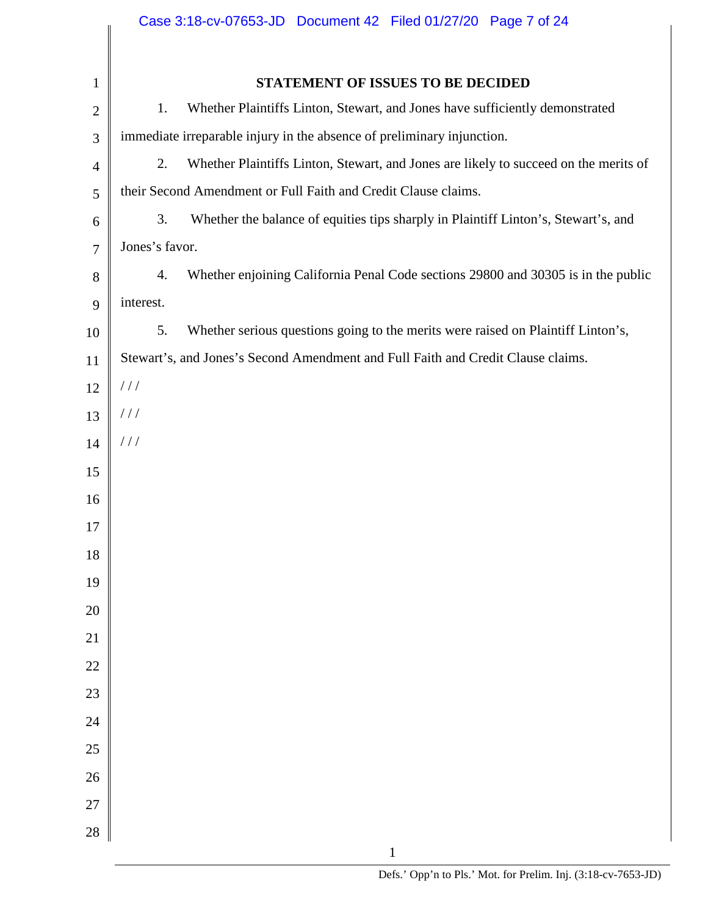## STATEMENT OF ISSUES TO BE DECIDED

1. Whether Plaintiffs Linton, Stewart, and Jones have sufficiently demonstrated immediate irreparable injury in the absence of preliminary injunction.

2. Whether Plaintiffs Linton, Stewart, and Jones are likely to succeed on the merits of their Second Amendment or Full Faith and Credit Clause claims.

3. Whether the balance of equities tips sharply in Plaintiff Linton's, Stewart's, and Jones's favor.

4. Whether enjoining California Penal Code sections 29800 and 30305 is in the public interest.

5. Whether serious questions going to the merits were raised on Plaintiff Linton's, Stewart's, and Jones's Second Amendment and Full Faith and Credit Clause claims.

/ / /

/ / /

/ / /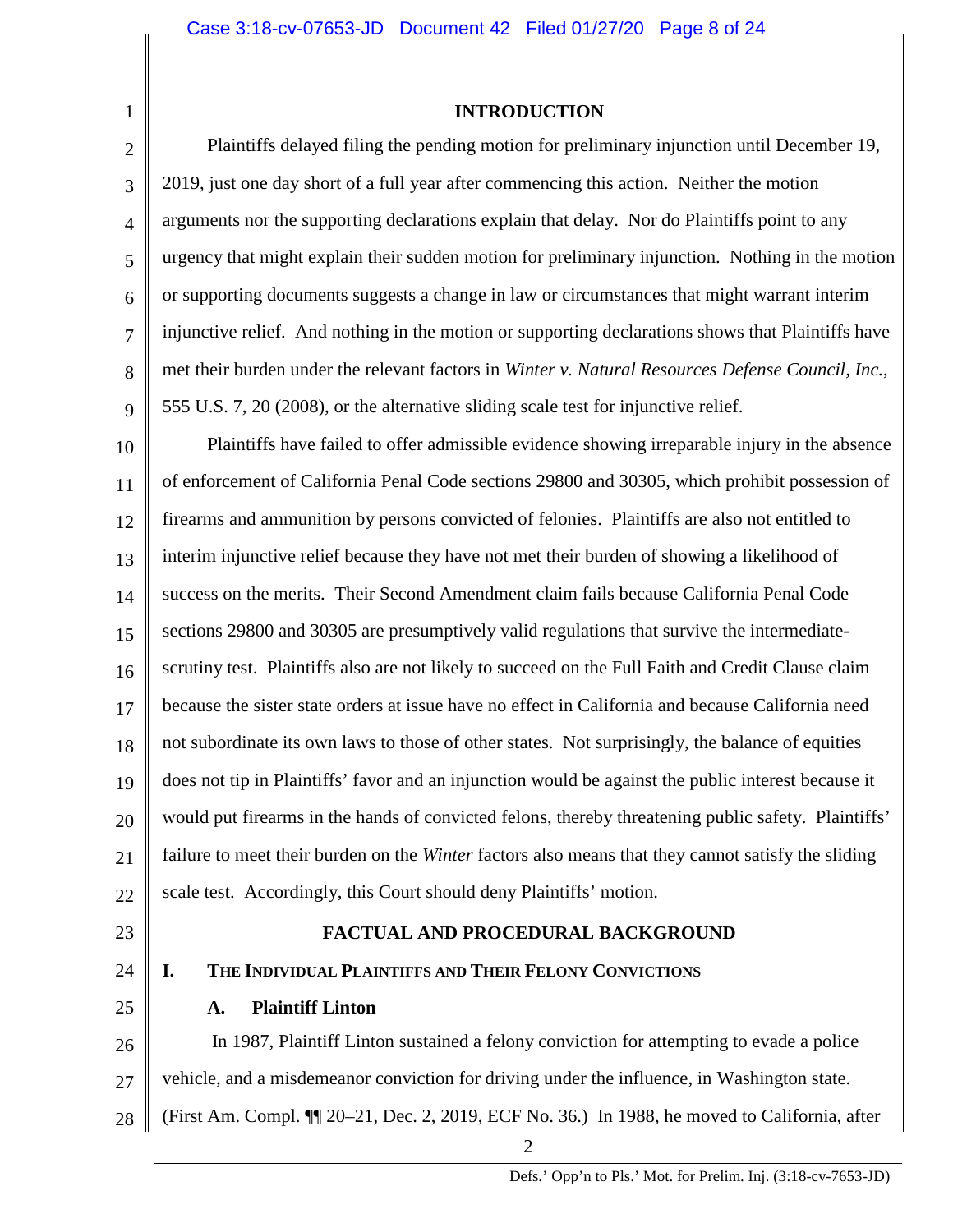## INTRODUCTION

Plaintiffs delayed filing the pending motion for preliminary injunction until December 19, 2019, just one day short of a full year after commencing this action. Neither the motion arguments nor the supporting declarations explain that delay. Nor do Plaintiffs point to any urgency that might explain their sudden motion for preliminary injunction. Nothing in the motion or supporting documents suggests a change in law or circumstances that might warrant interim injunctive relief. And nothing in the motion or supporting declarations shows that Plaintiffs have met their burden under the relevant factors in *Winter v. Natural Resources Defense Council, Inc.*, 555 U.S. 7, 20 (2008), or the alternative sliding scale test for injunctive relief.

Plaintiffs have failed to offer admissible evidence showing irreparable injury in the absence of enforcement of California Penal Code sections 29800 and 30305, which prohibit possession of firearms and ammunition by persons convicted of felonies. Plaintiffs are also not entitled to interim injunctive relief because they have not met their burden of showing a likelihood of success on the merits. Their Second Amendment claim fails because California Penal Code sections 29800 and 30305 are presumptively valid regulations that survive the intermediate-scrutiny test. Plaintiffs also are not likely to succeed on the Full Faith and Credit Clause claim because the sister state orders at issue have no effect in California and because California need not subordinate its own laws to those of other states. Not surprisingly, the balance of equities does not tip in Plaintiffs' favor and an injunction would be against the public interest because it would put firearms in the hands of convicted felons, thereby threatening public safety. Plaintiffs' failure to meet their burden on the *Winter* factors also means that they cannot satisfy the sliding scale test. Accordingly, this Court should deny Plaintiffs' motion.

## FACTUAL AND PROCEDURAL BACKGROUND

### I. The Individual Plaintiffs and Their Felony Convictions

#### A. Plaintiff Linton

In 1987, Plaintiff Linton sustained a felony conviction for attempting to evade a police vehicle, and a misdemeanor conviction for driving under the influence, in Washington state. (First Am. Compl. ¶¶ 20–21, Dec. 2, 2019, ECF No. 36.) In 1988, he moved to California, after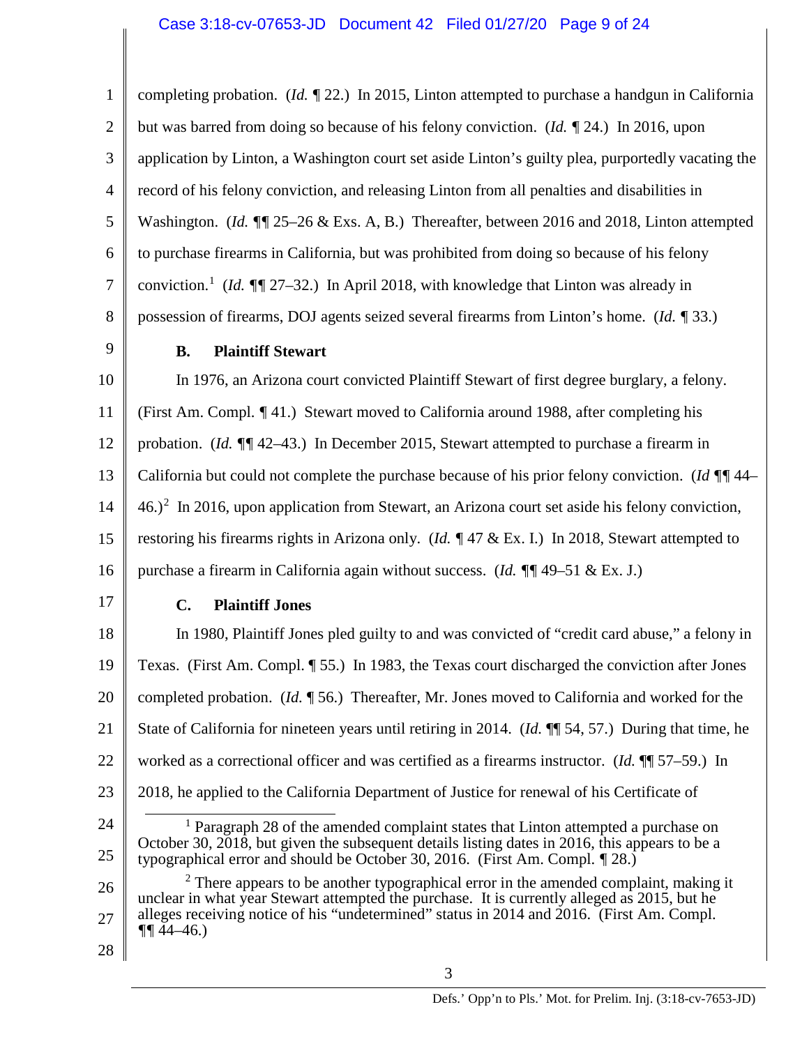completing probation. (*Id.* ¶ 22.) In 2015, Linton attempted to purchase a handgun in California but was barred from doing so because of his felony conviction. (*Id.* ¶ 24.) In 2016, upon application by Linton, a Washington court set aside Linton's guilty plea, purportedly vacating the record of his felony conviction, and releasing Linton from all penalties and disabilities in Washington. (*Id.* ¶¶ 25–26 & Exs. A, B.) Thereafter, between 2016 and 2018, Linton attempted to purchase firearms in California, but was prohibited from doing so because of his felony conviction.[1] (*Id.* ¶¶ 27–32.) In April 2018, with knowledge that Linton was already in possession of firearms, DOJ agents seized several firearms from Linton's home. (*Id.* ¶ 33.)

### B. Plaintiff Stewart

In 1976, an Arizona court convicted Plaintiff Stewart of first degree burglary, a felony. (First Am. Compl. ¶ 41.) Stewart moved to California around 1988, after completing his probation. (*Id.* ¶¶ 42–43.) In December 2015, Stewart attempted to purchase a firearm in California but could not complete the purchase because of his prior felony conviction. (*Id* ¶¶ 44–46.)[2] In 2016, upon application from Stewart, an Arizona court set aside his felony conviction, restoring his firearms rights in Arizona only. (*Id.* ¶ 47 & Ex. I.) In 2018, Stewart attempted to purchase a firearm in California again without success. (*Id.* ¶¶ 49–51 & Ex. J.)

### C. Plaintiff Jones

In 1980, Plaintiff Jones pled guilty to and was convicted of "credit card abuse," a felony in Texas. (First Am. Compl. ¶ 55.) In 1983, the Texas court discharged the conviction after Jones completed probation. (*Id.* ¶ 56.) Thereafter, Mr. Jones moved to California and worked for the State of California for nineteen years until retiring in 2014. (*Id.* ¶¶ 54, 57.) During that time, he worked as a correctional officer and was certified as a firearms instructor. (*Id.* ¶¶ 57–59.) In 2018, he applied to the California Department of Justice for renewal of his Certificate of

---

[1] Paragraph 28 of the amended complaint states that Linton attempted a purchase on October 30, 2018, but given the subsequent details listing dates in 2016, this appears to be a typographical error and should be October 30, 2016. (First Am. Compl. ¶ 28.)

[2] There appears to be another typographical error in the amended complaint, making it unclear in what year Stewart attempted the purchase. It is currently alleged as 2015, but he alleges receiving notice of his "undetermined" status in 2014 and 2016. (First Am. Compl. ¶¶ 44–46.)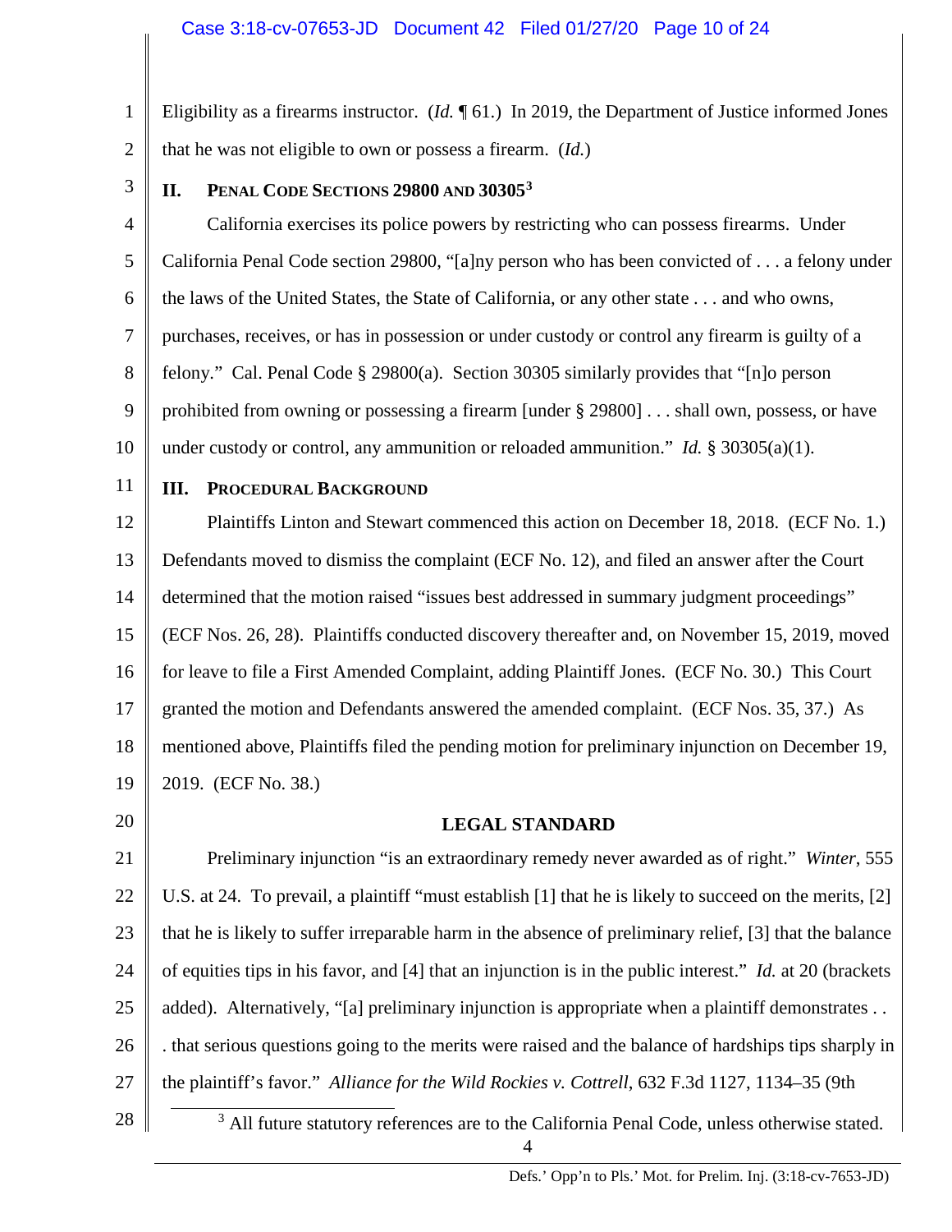Eligibility as a firearms instructor. (*Id.* ¶ 61.) In 2019, the Department of Justice informed Jones that he was not eligible to own or possess a firearm. (*Id.*)

## II. PENAL CODE SECTIONS 29800 AND 30305[3]

California exercises its police powers by restricting who can possess firearms. Under California Penal Code section 29800, "[a]ny person who has been convicted of . . . a felony under the laws of the United States, the State of California, or any other state . . . and who owns, purchases, receives, or has in possession or under custody or control any firearm is guilty of a felony." Cal. Penal Code § 29800(a). Section 30305 similarly provides that "[n]o person prohibited from owning or possessing a firearm [under § 29800] . . . shall own, possess, or have under custody or control, any ammunition or reloaded ammunition." *Id.* § 30305(a)(1).

## III. PROCEDURAL BACKGROUND

Plaintiffs Linton and Stewart commenced this action on December 18, 2018. (ECF No. 1.) Defendants moved to dismiss the complaint (ECF No. 12), and filed an answer after the Court determined that the motion raised "issues best addressed in summary judgment proceedings" (ECF Nos. 26, 28). Plaintiffs conducted discovery thereafter and, on November 15, 2019, moved for leave to file a First Amended Complaint, adding Plaintiff Jones. (ECF No. 30.) This Court granted the motion and Defendants answered the amended complaint. (ECF Nos. 35, 37.) As mentioned above, Plaintiffs filed the pending motion for preliminary injunction on December 19, 2019. (ECF No. 38.)

## LEGAL STANDARD

Preliminary injunction "is an extraordinary remedy never awarded as of right." *Winter*, 555 U.S. at 24. To prevail, a plaintiff "must establish [1] that he is likely to succeed on the merits, [2] that he is likely to suffer irreparable harm in the absence of preliminary relief, [3] that the balance of equities tips in his favor, and [4] that an injunction is in the public interest." *Id.* at 20 (brackets added). Alternatively, "[a] preliminary injunction is appropriate when a plaintiff demonstrates . . . that serious questions going to the merits were raised and the balance of hardships tips sharply in the plaintiff's favor." *Alliance for the Wild Rockies v. Cottrell*, 632 F.3d 1127, 1134–35 (9th

---

[3] All future statutory references are to the California Penal Code, unless otherwise stated.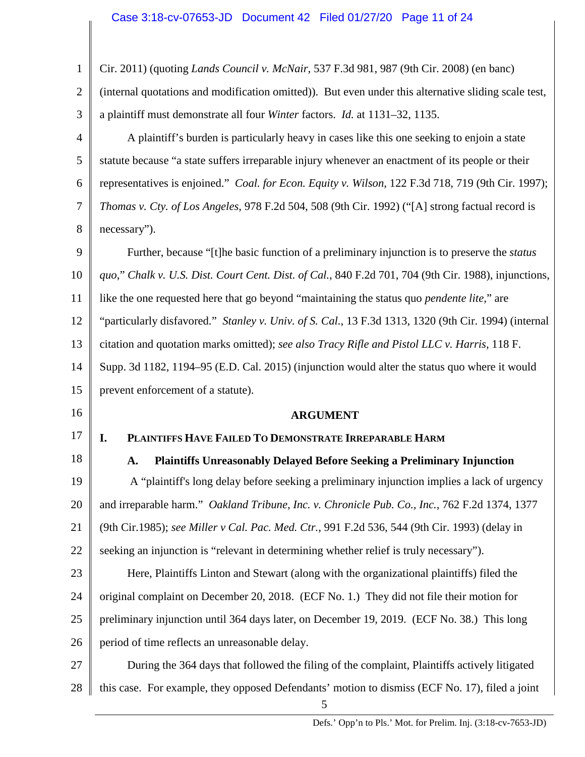Cir. 2011) (quoting *Lands Council v. McNair*, 537 F.3d 981, 987 (9th Cir. 2008) (en banc) (internal quotations and modification omitted)). But even under this alternative sliding scale test, a plaintiff must demonstrate all four *Winter* factors. *Id.* at 1131–32, 1135.

A plaintiff's burden is particularly heavy in cases like this one seeking to enjoin a state statute because "a state suffers irreparable injury whenever an enactment of its people or their representatives is enjoined." *Coal. for Econ. Equity v. Wilson*, 122 F.3d 718, 719 (9th Cir. 1997); *Thomas v. Cty. of Los Angeles*, 978 F.2d 504, 508 (9th Cir. 1992) ("[A] strong factual record is necessary").

Further, because "[t]he basic function of a preliminary injunction is to preserve the *status quo*," *Chalk v. U.S. Dist. Court Cent. Dist. of Cal.*, 840 F.2d 701, 704 (9th Cir. 1988), injunctions, like the one requested here that go beyond "maintaining the status quo *pendente lite*," are "particularly disfavored." *Stanley v. Univ. of S. Cal.*, 13 F.3d 1313, 1320 (9th Cir. 1994) (internal citation and quotation marks omitted); *see also Tracy Rifle and Pistol LLC v. Harris*, 118 F. Supp. 3d 1182, 1194–95 (E.D. Cal. 2015) (injunction would alter the status quo where it would prevent enforcement of a statute).

## ARGUMENT

### I. Plaintiffs Have Failed To Demonstrate Irreparable Harm

#### A. Plaintiffs Unreasonably Delayed Before Seeking a Preliminary Injunction

A "plaintiff's long delay before seeking a preliminary injunction implies a lack of urgency and irreparable harm." *Oakland Tribune, Inc. v. Chronicle Pub. Co., Inc.*, 762 F.2d 1374, 1377 (9th Cir.1985); *see Miller v Cal. Pac. Med. Ctr.*, 991 F.2d 536, 544 (9th Cir. 1993) (delay in seeking an injunction is "relevant in determining whether relief is truly necessary").

Here, Plaintiffs Linton and Stewart (along with the organizational plaintiffs) filed the original complaint on December 20, 2018. (ECF No. 1.) They did not file their motion for preliminary injunction until 364 days later, on December 19, 2019. (ECF No. 38.) This long period of time reflects an unreasonable delay.

During the 364 days that followed the filing of the complaint, Plaintiffs actively litigated this case. For example, they opposed Defendants' motion to dismiss (ECF No. 17), filed a joint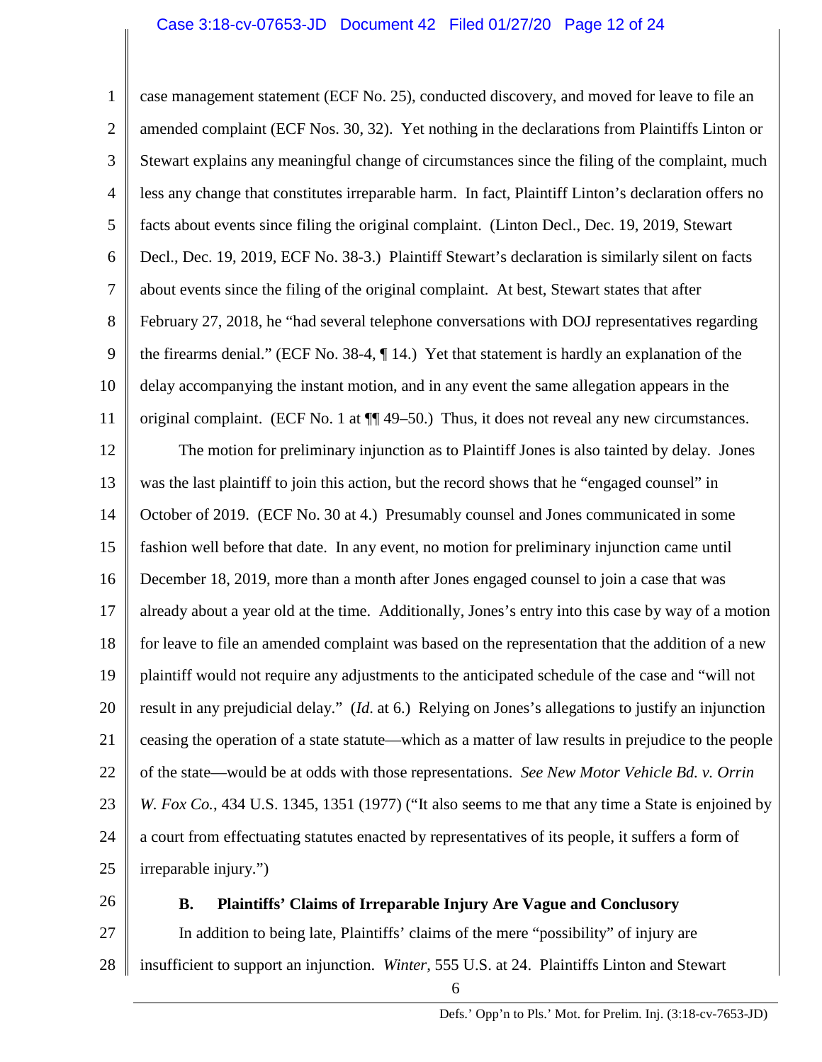case management statement (ECF No. 25), conducted discovery, and moved for leave to file an amended complaint (ECF Nos. 30, 32). Yet nothing in the declarations from Plaintiffs Linton or Stewart explains any meaningful change of circumstances since the filing of the complaint, much less any change that constitutes irreparable harm. In fact, Plaintiff Linton's declaration offers no facts about events since filing the original complaint. (Linton Decl., Dec. 19, 2019, Stewart Decl., Dec. 19, 2019, ECF No. 38-3.) Plaintiff Stewart's declaration is similarly silent on facts about events since the filing of the original complaint. At best, Stewart states that after February 27, 2018, he "had several telephone conversations with DOJ representatives regarding the firearms denial." (ECF No. 38-4, ¶ 14.) Yet that statement is hardly an explanation of the delay accompanying the instant motion, and in any event the same allegation appears in the original complaint. (ECF No. 1 at ¶¶ 49–50.) Thus, it does not reveal any new circumstances.

The motion for preliminary injunction as to Plaintiff Jones is also tainted by delay. Jones was the last plaintiff to join this action, but the record shows that he "engaged counsel" in October of 2019. (ECF No. 30 at 4.) Presumably counsel and Jones communicated in some fashion well before that date. In any event, no motion for preliminary injunction came until December 18, 2019, more than a month after Jones engaged counsel to join a case that was already about a year old at the time. Additionally, Jones's entry into this case by way of a motion for leave to file an amended complaint was based on the representation that the addition of a new plaintiff would not require any adjustments to the anticipated schedule of the case and "will not result in any prejudicial delay." (*Id.* at 6.) Relying on Jones's allegations to justify an injunction ceasing the operation of a state statute—which as a matter of law results in prejudice to the people of the state—would be at odds with those representations. *See New Motor Vehicle Bd. v. Orrin W. Fox Co.*, 434 U.S. 1345, 1351 (1977) ("It also seems to me that any time a State is enjoined by a court from effectuating statutes enacted by representatives of its people, it suffers a form of irreparable injury.")

### B. Plaintiffs' Claims of Irreparable Injury Are Vague and Conclusory

In addition to being late, Plaintiffs' claims of the mere "possibility" of injury are insufficient to support an injunction. *Winter*, 555 U.S. at 24. Plaintiffs Linton and Stewart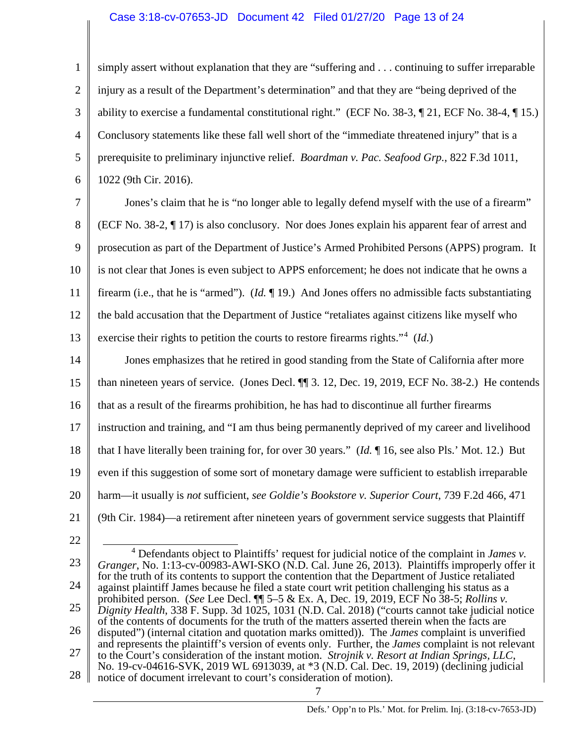simply assert without explanation that they are "suffering and . . . continuing to suffer irreparable injury as a result of the Department's determination" and that they are "being deprived of the ability to exercise a fundamental constitutional right." (ECF No. 38-3, ¶ 21, ECF No. 38-4, ¶ 15.) Conclusory statements like these fall well short of the "immediate threatened injury" that is a prerequisite to preliminary injunctive relief. *Boardman v. Pac. Seafood Grp.*, 822 F.3d 1011, 1022 (9th Cir. 2016).

Jones's claim that he is "no longer able to legally defend myself with the use of a firearm" (ECF No. 38-2, ¶ 17) is also conclusory. Nor does Jones explain his apparent fear of arrest and prosecution as part of the Department of Justice's Armed Prohibited Persons (APPS) program. It is not clear that Jones is even subject to APPS enforcement; he does not indicate that he owns a firearm (i.e., that he is "armed"). (*Id.* ¶ 19.) And Jones offers no admissible facts substantiating the bald accusation that the Department of Justice "retaliates against citizens like myself who exercise their rights to petition the courts to restore firearms rights."[4] (*Id.*)

Jones emphasizes that he retired in good standing from the State of California after more than nineteen years of service. (Jones Decl. ¶¶ 3. 12, Dec. 19, 2019, ECF No. 38-2.) He contends that as a result of the firearms prohibition, he has had to discontinue all further firearms instruction and training, and "I am thus being permanently deprived of my career and livelihood that I have literally been training for, for over 30 years." (*Id.* ¶ 16, see also Pls.' Mot. 12.) But even if this suggestion of some sort of monetary damage were sufficient to establish irreparable harm—it usually is *not* sufficient, *see Goldie's Bookstore v. Superior Court*, 739 F.2d 466, 471 (9th Cir. 1984)—a retirement after nineteen years of government service suggests that Plaintiff

[4] Defendants object to Plaintiffs' request for judicial notice of the complaint in *James v. Granger*, No. 1:13-cv-00983-AWI-SKO (N.D. Cal. June 26, 2013). Plaintiffs improperly offer it for the truth of its contents to support the contention that the Department of Justice retaliated against plaintiff James because he filed a state court writ petition challenging his status as a prohibited person. (*See* Lee Decl. ¶¶ 5–5 & Ex. A, Dec. 19, 2019, ECF No 38-5; *Rollins v. Dignity Health*, 338 F. Supp. 3d 1025, 1031 (N.D. Cal. 2018) ("courts cannot take judicial notice of the contents of documents for the truth of the matters asserted therein when the facts are disputed") (internal citation and quotation marks omitted)). The *James* complaint is unverified and represents the plaintiff's version of events only. Further, the *James* complaint is not relevant to the Court's consideration of the instant motion. *Strojnik v. Resort at Indian Springs, LLC*, No. 19-cv-04616-SVK, 2019 WL 6913039, at *3 (N.D. Cal. Dec. 19, 2019) (declining judicial notice of document irrelevant to court's consideration of motion).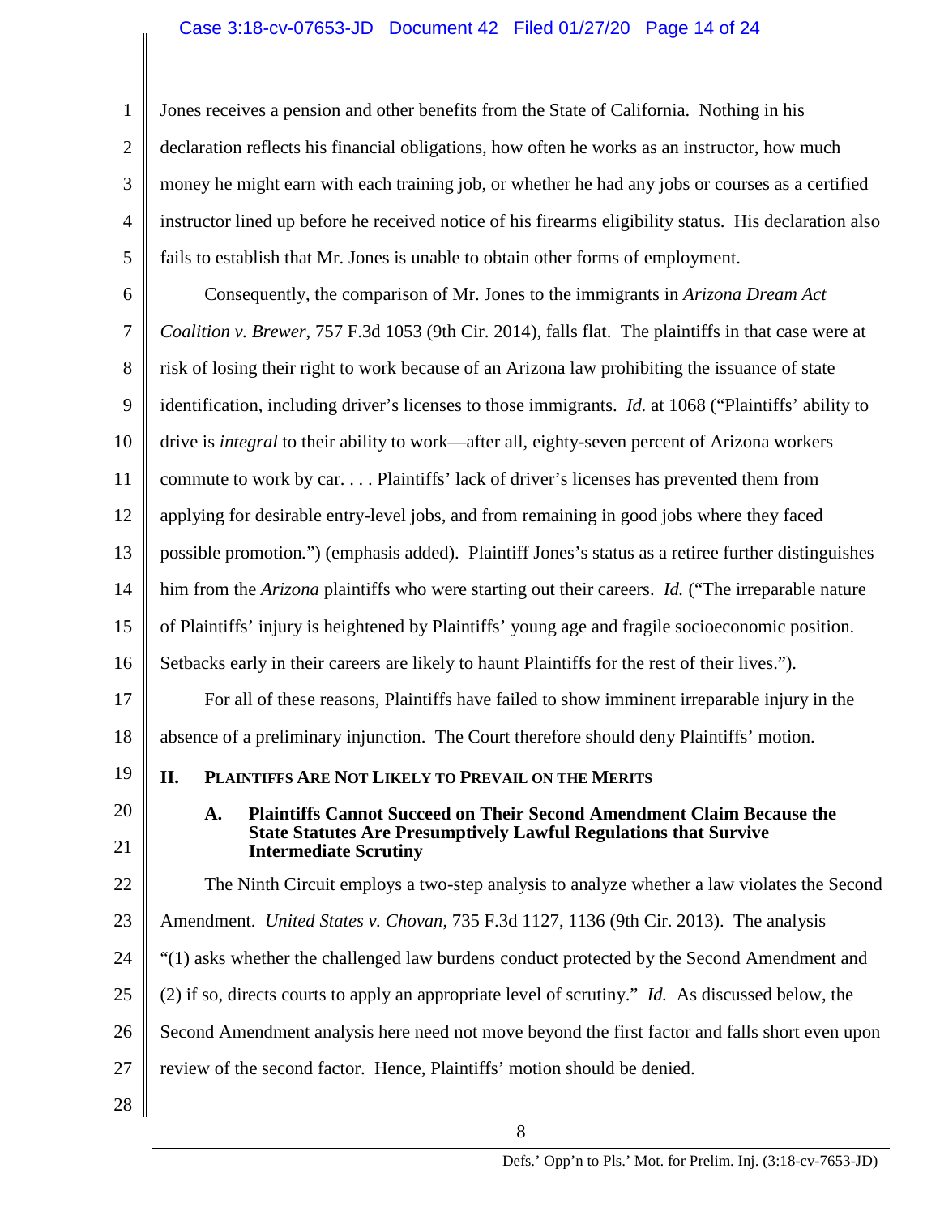Jones receives a pension and other benefits from the State of California. Nothing in his declaration reflects his financial obligations, how often he works as an instructor, how much money he might earn with each training job, or whether he had any jobs or courses as a certified instructor lined up before he received notice of his firearms eligibility status. His declaration also fails to establish that Mr. Jones is unable to obtain other forms of employment.

Consequently, the comparison of Mr. Jones to the immigrants in *Arizona Dream Act Coalition v. Brewer*, 757 F.3d 1053 (9th Cir. 2014), falls flat. The plaintiffs in that case were at risk of losing their right to work because of an Arizona law prohibiting the issuance of state identification, including driver's licenses to those immigrants. *Id.* at 1068 ("Plaintiffs' ability to drive is *integral* to their ability to work—after all, eighty-seven percent of Arizona workers commute to work by car. . . . Plaintiffs' lack of driver's licenses has prevented them from applying for desirable entry-level jobs, and from remaining in good jobs where they faced possible promotion.") (emphasis added). Plaintiff Jones's status as a retiree further distinguishes him from the *Arizona* plaintiffs who were starting out their careers. *Id.* ("The irreparable nature of Plaintiffs' injury is heightened by Plaintiffs' young age and fragile socioeconomic position. Setbacks early in their careers are likely to haunt Plaintiffs for the rest of their lives.").

For all of these reasons, Plaintiffs have failed to show imminent irreparable injury in the absence of a preliminary injunction. The Court therefore should deny Plaintiffs' motion.

## II. Plaintiffs Are Not Likely to Prevail on the Merits

### A. Plaintiffs Cannot Succeed on Their Second Amendment Claim Because the State Statutes Are Presumptively Lawful Regulations that Survive Intermediate Scrutiny

The Ninth Circuit employs a two-step analysis to analyze whether a law violates the Second Amendment. *United States v. Chovan*, 735 F.3d 1127, 1136 (9th Cir. 2013). The analysis "(1) asks whether the challenged law burdens conduct protected by the Second Amendment and (2) if so, directs courts to apply an appropriate level of scrutiny." *Id.* As discussed below, the Second Amendment analysis here need not move beyond the first factor and falls short even upon review of the second factor. Hence, Plaintiffs' motion should be denied.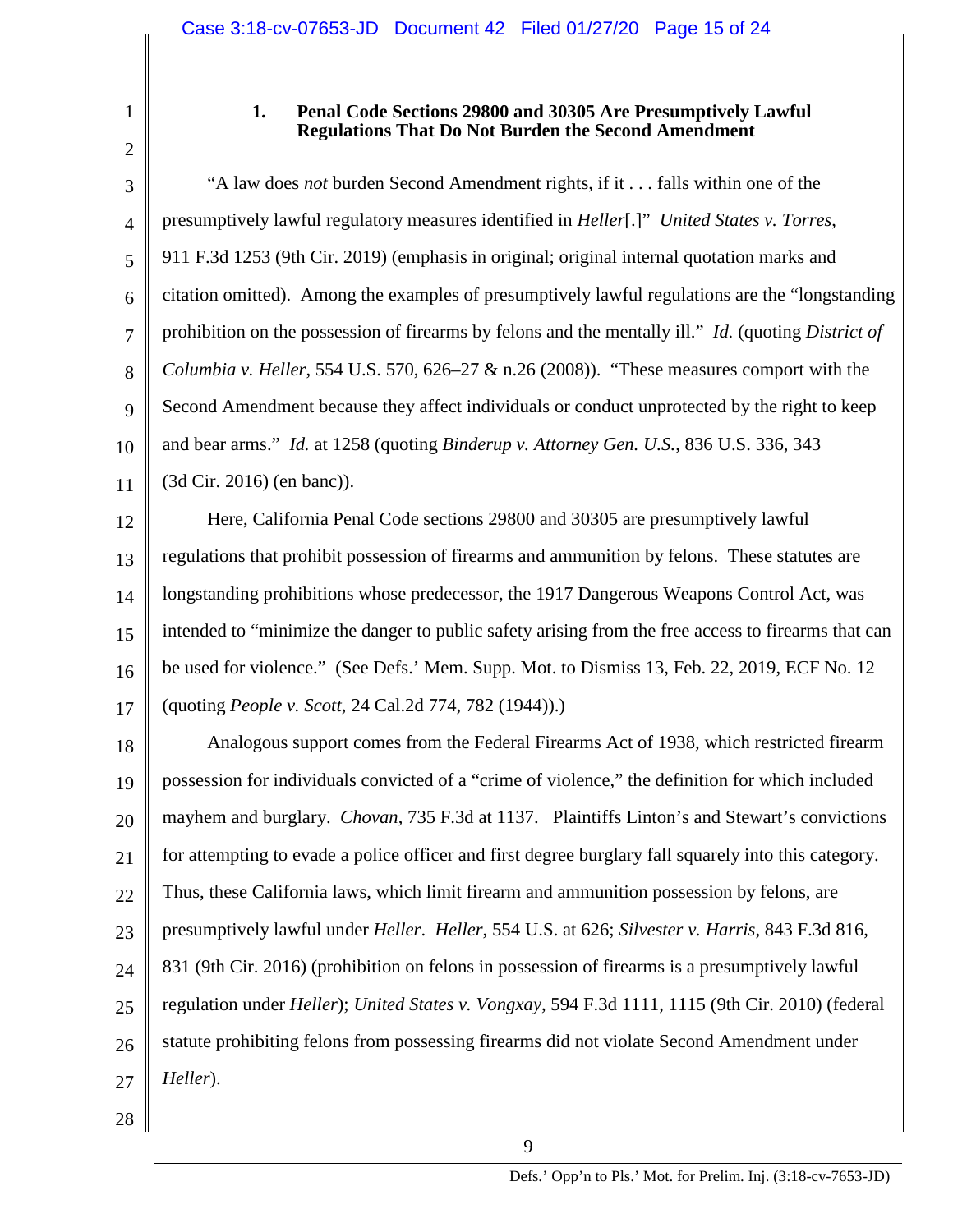### 1. Penal Code Sections 29800 and 30305 Are Presumptively Lawful Regulations That Do Not Burden the Second Amendment

"A law does *not* burden Second Amendment rights, if it . . . falls within one of the presumptively lawful regulatory measures identified in *Heller*[.]" *United States v. Torres*, 911 F.3d 1253 (9th Cir. 2019) (emphasis in original; original internal quotation marks and citation omitted). Among the examples of presumptively lawful regulations are the "longstanding prohibition on the possession of firearms by felons and the mentally ill." *Id.* (quoting *District of Columbia v. Heller*, 554 U.S. 570, 626–27 & n.26 (2008)). "These measures comport with the Second Amendment because they affect individuals or conduct unprotected by the right to keep and bear arms." *Id.* at 1258 (quoting *Binderup v. Attorney Gen. U.S.*, 836 U.S. 336, 343 (3d Cir. 2016) (en banc)).

Here, California Penal Code sections 29800 and 30305 are presumptively lawful regulations that prohibit possession of firearms and ammunition by felons. These statutes are longstanding prohibitions whose predecessor, the 1917 Dangerous Weapons Control Act, was intended to "minimize the danger to public safety arising from the free access to firearms that can be used for violence." (See Defs.' Mem. Supp. Mot. to Dismiss 13, Feb. 22, 2019, ECF No. 12 (quoting *People v. Scott*, 24 Cal.2d 774, 782 (1944)).)

Analogous support comes from the Federal Firearms Act of 1938, which restricted firearm possession for individuals convicted of a "crime of violence," the definition for which included mayhem and burglary. *Chovan*, 735 F.3d at 1137. Plaintiffs Linton's and Stewart's convictions for attempting to evade a police officer and first degree burglary fall squarely into this category. Thus, these California laws, which limit firearm and ammunition possession by felons, are presumptively lawful under *Heller*. *Heller*, 554 U.S. at 626; *Silvester v. Harris*, 843 F.3d 816, 831 (9th Cir. 2016) (prohibition on felons in possession of firearms is a presumptively lawful regulation under *Heller*); *United States v. Vongxay*, 594 F.3d 1111, 1115 (9th Cir. 2010) (federal statute prohibiting felons from possessing firearms did not violate Second Amendment under *Heller*).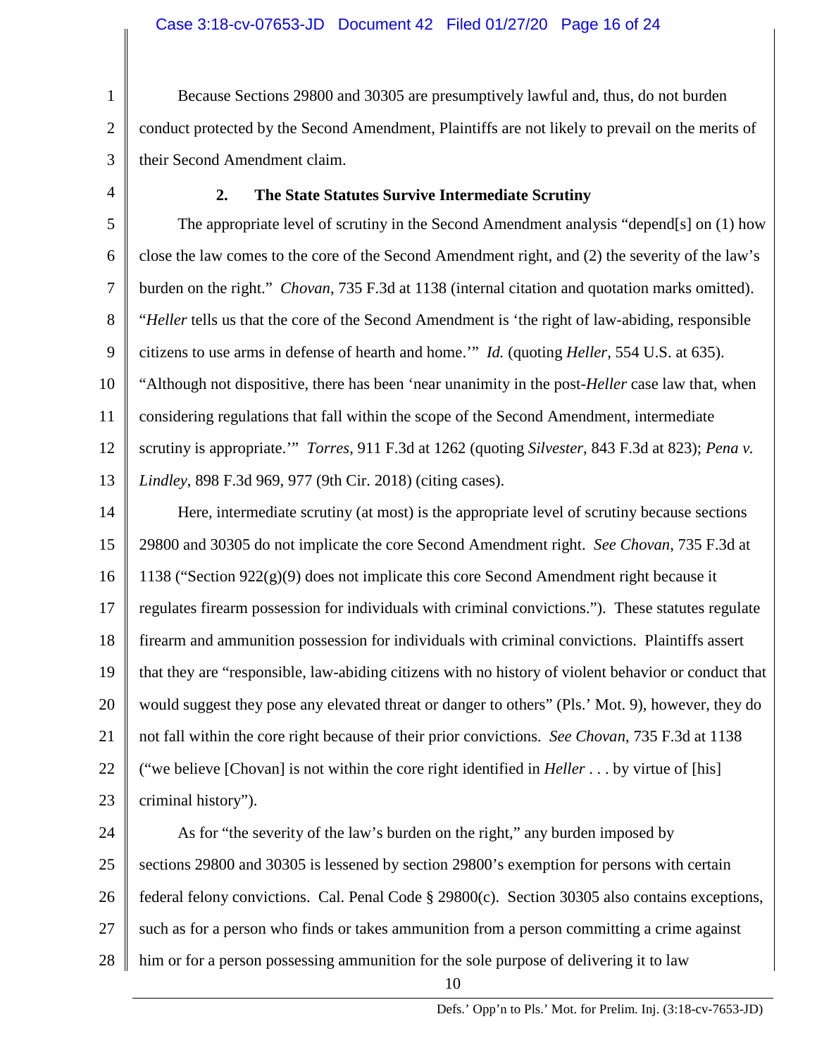Because Sections 29800 and 30305 are presumptively lawful and, thus, do not burden conduct protected by the Second Amendment, Plaintiffs are not likely to prevail on the merits of their Second Amendment claim.

### 2. The State Statutes Survive Intermediate Scrutiny

The appropriate level of scrutiny in the Second Amendment analysis "depend[s] on (1) how close the law comes to the core of the Second Amendment right, and (2) the severity of the law's burden on the right." *Chovan*, 735 F.3d at 1138 (internal citation and quotation marks omitted). "*Heller* tells us that the core of the Second Amendment is 'the right of law-abiding, responsible citizens to use arms in defense of hearth and home.'" *Id.* (quoting *Heller*, 554 U.S. at 635). "Although not dispositive, there has been 'near unanimity in the post-*Heller* case law that, when considering regulations that fall within the scope of the Second Amendment, intermediate scrutiny is appropriate.'" *Torres*, 911 F.3d at 1262 (quoting *Silvester*, 843 F.3d at 823); *Pena v. Lindley*, 898 F.3d 969, 977 (9th Cir. 2018) (citing cases).

Here, intermediate scrutiny (at most) is the appropriate level of scrutiny because sections 29800 and 30305 do not implicate the core Second Amendment right. *See Chovan*, 735 F.3d at 1138 ("Section 922(g)(9) does not implicate this core Second Amendment right because it regulates firearm possession for individuals with criminal convictions."). These statutes regulate firearm and ammunition possession for individuals with criminal convictions. Plaintiffs assert that they are "responsible, law-abiding citizens with no history of violent behavior or conduct that would suggest they pose any elevated threat or danger to others" (Pls.' Mot. 9), however, they do not fall within the core right because of their prior convictions. *See Chovan*, 735 F.3d at 1138 ("we believe [Chovan] is not within the core right identified in *Heller* . . . by virtue of [his] criminal history").

As for "the severity of the law's burden on the right," any burden imposed by sections 29800 and 30305 is lessened by section 29800's exemption for persons with certain federal felony convictions. Cal. Penal Code § 29800(c). Section 30305 also contains exceptions, such as for a person who finds or takes ammunition from a person committing a crime against him or for a person possessing ammunition for the sole purpose of delivering it to law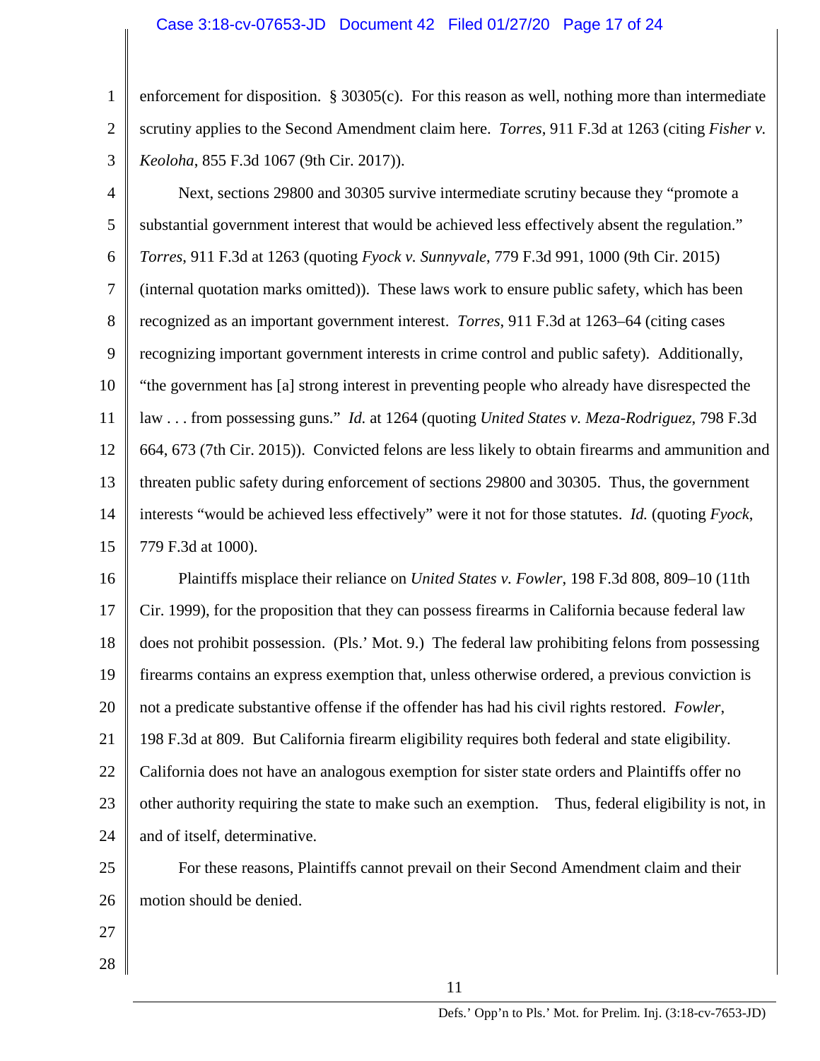enforcement for disposition. § 30305(c). For this reason as well, nothing more than intermediate scrutiny applies to the Second Amendment claim here. *Torres*, 911 F.3d at 1263 (citing *Fisher v. Keoloha*, 855 F.3d 1067 (9th Cir. 2017)).

Next, sections 29800 and 30305 survive intermediate scrutiny because they "promote a substantial government interest that would be achieved less effectively absent the regulation." *Torres*, 911 F.3d at 1263 (quoting *Fyock v. Sunnyvale*, 779 F.3d 991, 1000 (9th Cir. 2015) (internal quotation marks omitted)). These laws work to ensure public safety, which has been recognized as an important government interest. *Torres*, 911 F.3d at 1263–64 (citing cases recognizing important government interests in crime control and public safety). Additionally, "the government has [a] strong interest in preventing people who already have disrespected the law . . . from possessing guns." *Id.* at 1264 (quoting *United States v. Meza-Rodriguez*, 798 F.3d 664, 673 (7th Cir. 2015)). Convicted felons are less likely to obtain firearms and ammunition and threaten public safety during enforcement of sections 29800 and 30305. Thus, the government interests "would be achieved less effectively" were it not for those statutes. *Id.* (quoting *Fyock*, 779 F.3d at 1000).

Plaintiffs misplace their reliance on *United States v. Fowler*, 198 F.3d 808, 809–10 (11th Cir. 1999), for the proposition that they can possess firearms in California because federal law does not prohibit possession. (Pls.' Mot. 9.) The federal law prohibiting felons from possessing firearms contains an express exemption that, unless otherwise ordered, a previous conviction is not a predicate substantive offense if the offender has had his civil rights restored. *Fowler*, 198 F.3d at 809. But California firearm eligibility requires both federal and state eligibility. California does not have an analogous exemption for sister state orders and Plaintiffs offer no other authority requiring the state to make such an exemption. Thus, federal eligibility is not, in and of itself, determinative.

For these reasons, Plaintiffs cannot prevail on their Second Amendment claim and their motion should be denied.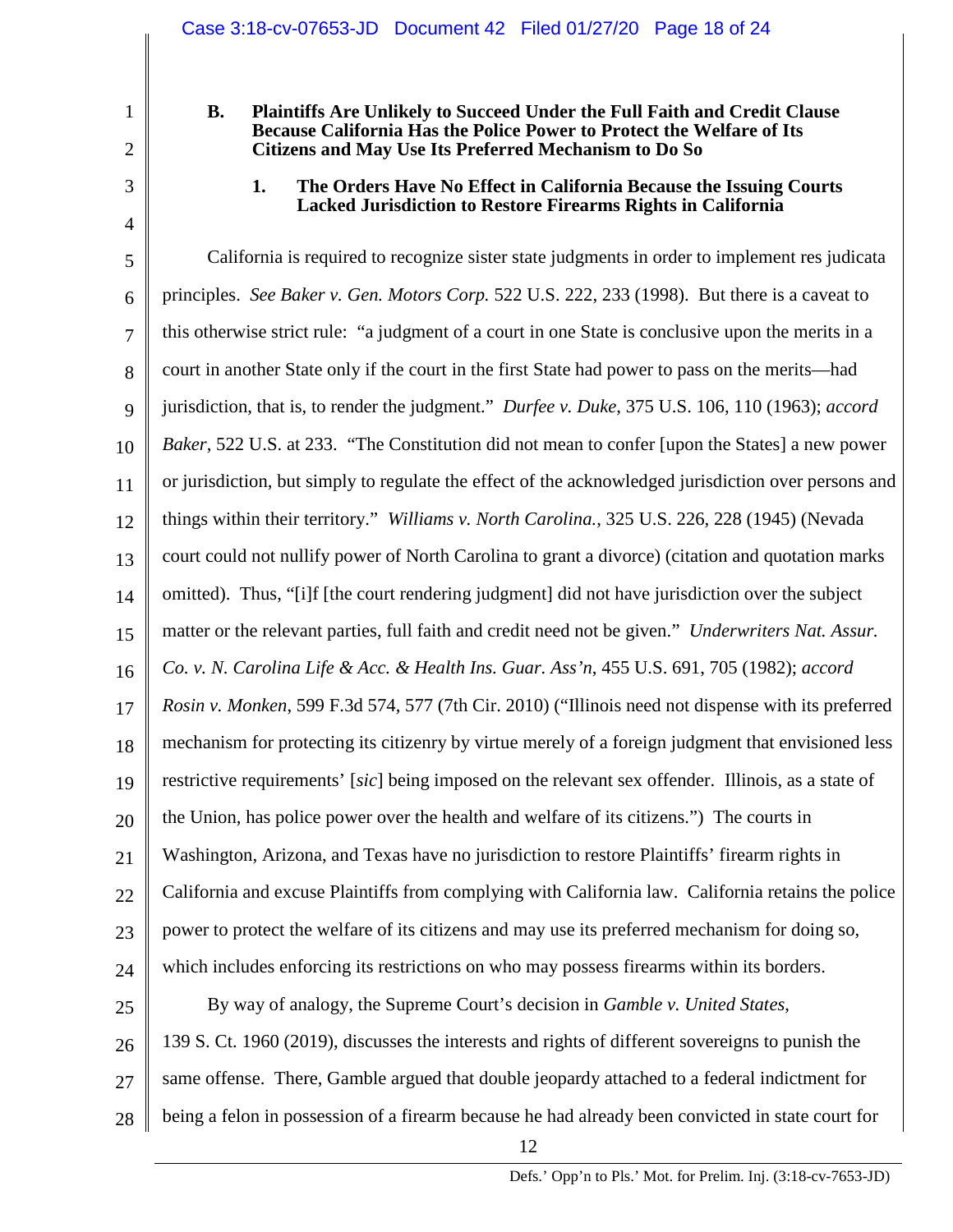### B. Plaintiffs Are Unlikely to Succeed Under the Full Faith and Credit Clause Because California Has the Police Power to Protect the Welfare of Its Citizens and May Use Its Preferred Mechanism to Do So

#### 1. The Orders Have No Effect in California Because the Issuing Courts Lacked Jurisdiction to Restore Firearms Rights in California

California is required to recognize sister state judgments in order to implement res judicata principles. *See Baker v. Gen. Motors Corp.* 522 U.S. 222, 233 (1998). But there is a caveat to this otherwise strict rule: "a judgment of a court in one State is conclusive upon the merits in a court in another State only if the court in the first State had power to pass on the merits—had jurisdiction, that is, to render the judgment." *Durfee v. Duke*, 375 U.S. 106, 110 (1963); *accord Baker*, 522 U.S. at 233. "The Constitution did not mean to confer [upon the States] a new power or jurisdiction, but simply to regulate the effect of the acknowledged jurisdiction over persons and things within their territory." *Williams v. North Carolina.*, 325 U.S. 226, 228 (1945) (Nevada court could not nullify power of North Carolina to grant a divorce) (citation and quotation marks omitted). Thus, "[i]f [the court rendering judgment] did not have jurisdiction over the subject matter or the relevant parties, full faith and credit need not be given." *Underwriters Nat. Assur. Co. v. N. Carolina Life & Acc. & Health Ins. Guar. Ass'n*, 455 U.S. 691, 705 (1982); *accord Rosin v. Monken*, 599 F.3d 574, 577 (7th Cir. 2010) ("Illinois need not dispense with its preferred mechanism for protecting its citizenry by virtue merely of a foreign judgment that envisioned less restrictive requirements' [*sic*] being imposed on the relevant sex offender. Illinois, as a state of the Union, has police power over the health and welfare of its citizens.") The courts in Washington, Arizona, and Texas have no jurisdiction to restore Plaintiffs' firearm rights in California and excuse Plaintiffs from complying with California law. California retains the police power to protect the welfare of its citizens and may use its preferred mechanism for doing so, which includes enforcing its restrictions on who may possess firearms within its borders.

By way of analogy, the Supreme Court's decision in *Gamble v. United States*, 139 S. Ct. 1960 (2019), discusses the interests and rights of different sovereigns to punish the same offense. There, Gamble argued that double jeopardy attached to a federal indictment for being a felon in possession of a firearm because he had already been convicted in state court for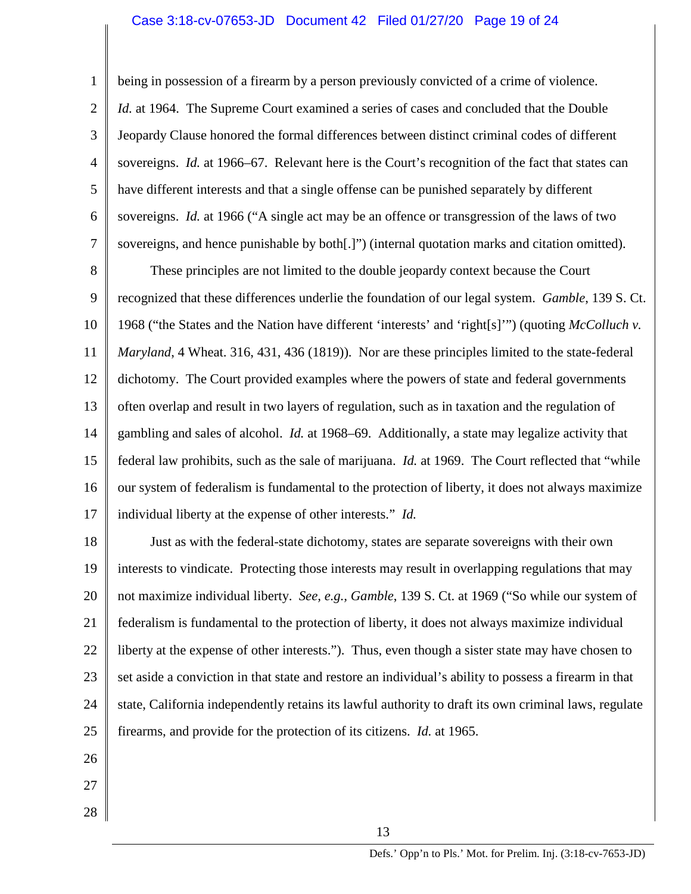being in possession of a firearm by a person previously convicted of a crime of violence. *Id.* at 1964. The Supreme Court examined a series of cases and concluded that the Double Jeopardy Clause honored the formal differences between distinct criminal codes of different sovereigns. *Id.* at 1966–67. Relevant here is the Court's recognition of the fact that states can have different interests and that a single offense can be punished separately by different sovereigns. *Id.* at 1966 ("A single act may be an offence or transgression of the laws of two sovereigns, and hence punishable by both[.]") (internal quotation marks and citation omitted).

These principles are not limited to the double jeopardy context because the Court recognized that these differences underlie the foundation of our legal system. *Gamble*, 139 S. Ct. 1968 ("the States and the Nation have different 'interests' and 'right[s]'") (quoting *McColluch v. Maryland*, 4 Wheat. 316, 431, 436 (1819)). Nor are these principles limited to the state-federal dichotomy. The Court provided examples where the powers of state and federal governments often overlap and result in two layers of regulation, such as in taxation and the regulation of gambling and sales of alcohol. *Id.* at 1968–69. Additionally, a state may legalize activity that federal law prohibits, such as the sale of marijuana. *Id.* at 1969. The Court reflected that "while our system of federalism is fundamental to the protection of liberty, it does not always maximize individual liberty at the expense of other interests." *Id.*

Just as with the federal-state dichotomy, states are separate sovereigns with their own interests to vindicate. Protecting those interests may result in overlapping regulations that may not maximize individual liberty. *See, e.g., Gamble*, 139 S. Ct. at 1969 ("So while our system of federalism is fundamental to the protection of liberty, it does not always maximize individual liberty at the expense of other interests."). Thus, even though a sister state may have chosen to set aside a conviction in that state and restore an individual's ability to possess a firearm in that state, California independently retains its lawful authority to draft its own criminal laws, regulate firearms, and provide for the protection of its citizens. *Id.* at 1965.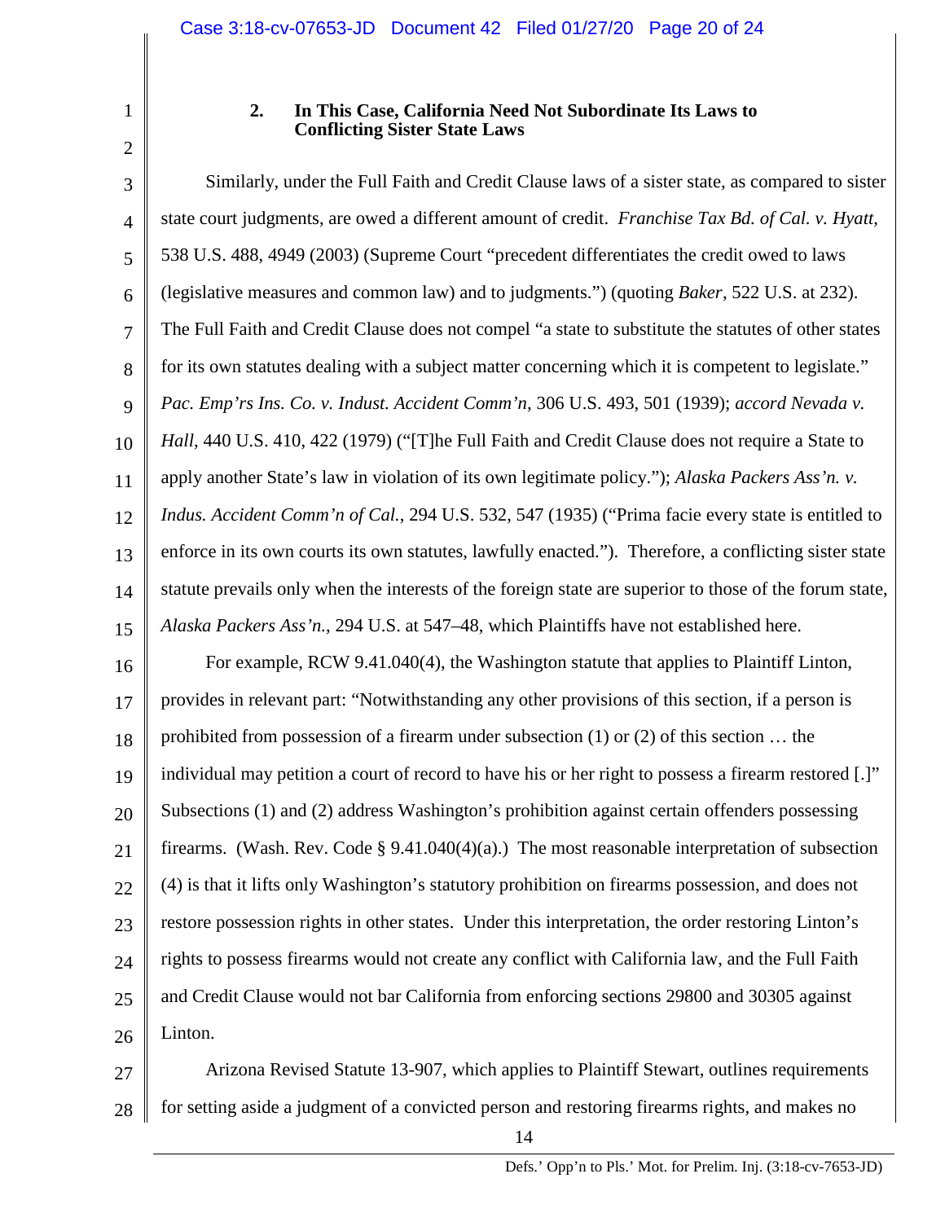### 2. In This Case, California Need Not Subordinate Its Laws to Conflicting Sister State Laws

Similarly, under the Full Faith and Credit Clause laws of a sister state, as compared to sister state court judgments, are owed a different amount of credit. *Franchise Tax Bd. of Cal. v. Hyatt*, 538 U.S. 488, 4949 (2003) (Supreme Court "precedent differentiates the credit owed to laws (legislative measures and common law) and to judgments.") (quoting *Baker*, 522 U.S. at 232). The Full Faith and Credit Clause does not compel "a state to substitute the statutes of other states for its own statutes dealing with a subject matter concerning which it is competent to legislate." *Pac. Emp'rs Ins. Co. v. Indust. Accident Comm'n*, 306 U.S. 493, 501 (1939); *accord Nevada v. Hall*, 440 U.S. 410, 422 (1979) ("[T]he Full Faith and Credit Clause does not require a State to apply another State's law in violation of its own legitimate policy."); *Alaska Packers Ass'n. v. Indus. Accident Comm'n of Cal.*, 294 U.S. 532, 547 (1935) ("Prima facie every state is entitled to enforce in its own courts its own statutes, lawfully enacted."). Therefore, a conflicting sister state statute prevails only when the interests of the foreign state are superior to those of the forum state, *Alaska Packers Ass'n.*, 294 U.S. at 547–48, which Plaintiffs have not established here.

For example, RCW 9.41.040(4), the Washington statute that applies to Plaintiff Linton, provides in relevant part: "Notwithstanding any other provisions of this section, if a person is prohibited from possession of a firearm under subsection (1) or (2) of this section … the individual may petition a court of record to have his or her right to possess a firearm restored [.]" Subsections (1) and (2) address Washington's prohibition against certain offenders possessing firearms. (Wash. Rev. Code § 9.41.040(4)(a).) The most reasonable interpretation of subsection (4) is that it lifts only Washington's statutory prohibition on firearms possession, and does not restore possession rights in other states. Under this interpretation, the order restoring Linton's rights to possess firearms would not create any conflict with California law, and the Full Faith and Credit Clause would not bar California from enforcing sections 29800 and 30305 against Linton.

Arizona Revised Statute 13-907, which applies to Plaintiff Stewart, outlines requirements for setting aside a judgment of a convicted person and restoring firearms rights, and makes no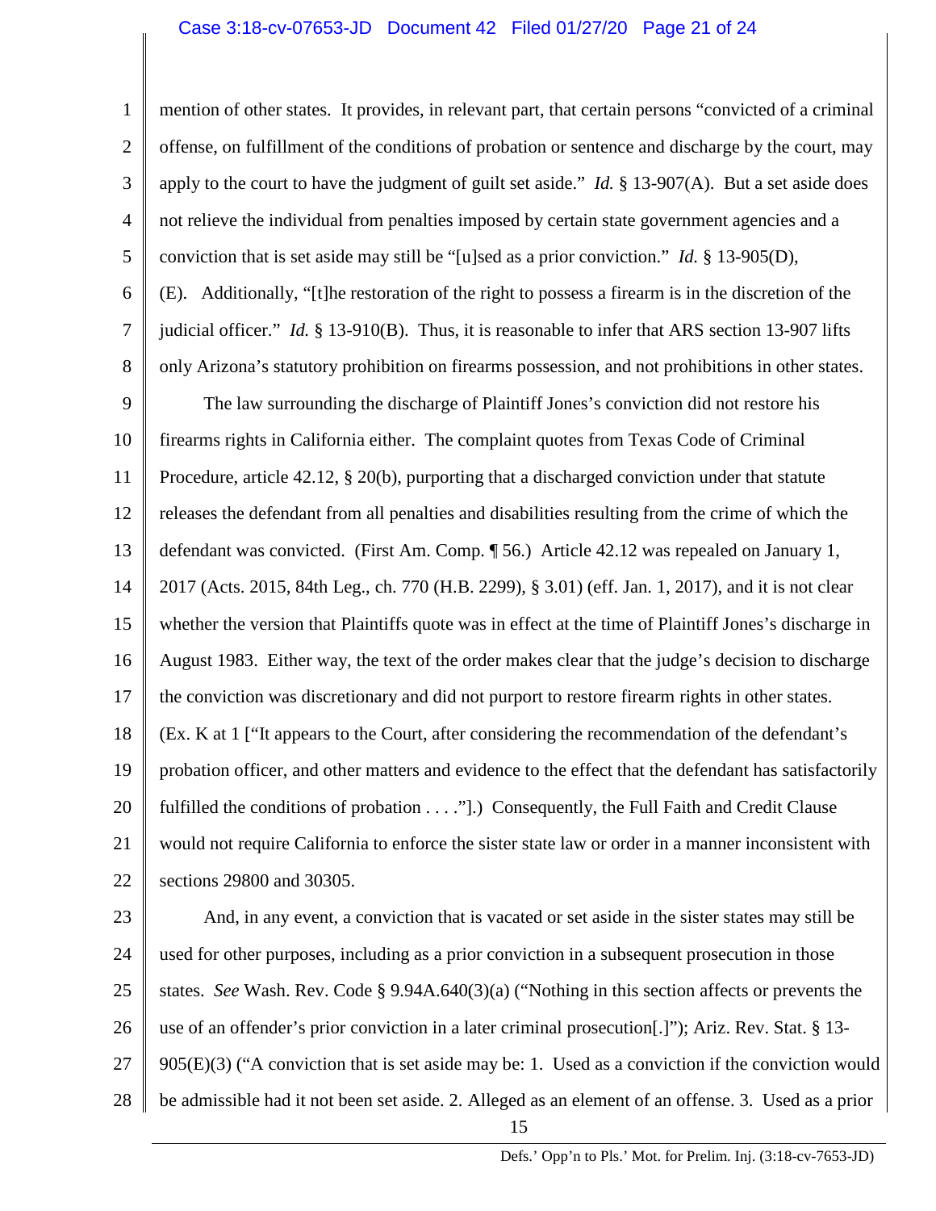mention of other states. It provides, in relevant part, that certain persons "convicted of a criminal offense, on fulfillment of the conditions of probation or sentence and discharge by the court, may apply to the court to have the judgment of guilt set aside." *Id.* § 13-907(A). But a set aside does not relieve the individual from penalties imposed by certain state government agencies and a conviction that is set aside may still be "[u]sed as a prior conviction." *Id.* § 13-905(D), (E). Additionally, "[t]he restoration of the right to possess a firearm is in the discretion of the judicial officer." *Id.* § 13-910(B). Thus, it is reasonable to infer that ARS section 13-907 lifts only Arizona's statutory prohibition on firearms possession, and not prohibitions in other states.

The law surrounding the discharge of Plaintiff Jones's conviction did not restore his firearms rights in California either. The complaint quotes from Texas Code of Criminal Procedure, article 42.12, § 20(b), purporting that a discharged conviction under that statute releases the defendant from all penalties and disabilities resulting from the crime of which the defendant was convicted. (First Am. Comp. ¶ 56.) Article 42.12 was repealed on January 1, 2017 (Acts. 2015, 84th Leg., ch. 770 (H.B. 2299), § 3.01) (eff. Jan. 1, 2017), and it is not clear whether the version that Plaintiffs quote was in effect at the time of Plaintiff Jones's discharge in August 1983. Either way, the text of the order makes clear that the judge's decision to discharge the conviction was discretionary and did not purport to restore firearm rights in other states. (Ex. K at 1 ["It appears to the Court, after considering the recommendation of the defendant's probation officer, and other matters and evidence to the effect that the defendant has satisfactorily fulfilled the conditions of probation . . . ."].) Consequently, the Full Faith and Credit Clause would not require California to enforce the sister state law or order in a manner inconsistent with sections 29800 and 30305.

And, in any event, a conviction that is vacated or set aside in the sister states may still be used for other purposes, including as a prior conviction in a subsequent prosecution in those states. *See* Wash. Rev. Code § 9.94A.640(3)(a) ("Nothing in this section affects or prevents the use of an offender's prior conviction in a later criminal prosecution[.]"); Ariz. Rev. Stat. § 13-905(E)(3) ("A conviction that is set aside may be: 1. Used as a conviction if the conviction would be admissible had it not been set aside. 2. Alleged as an element of an offense. 3. Used as a prior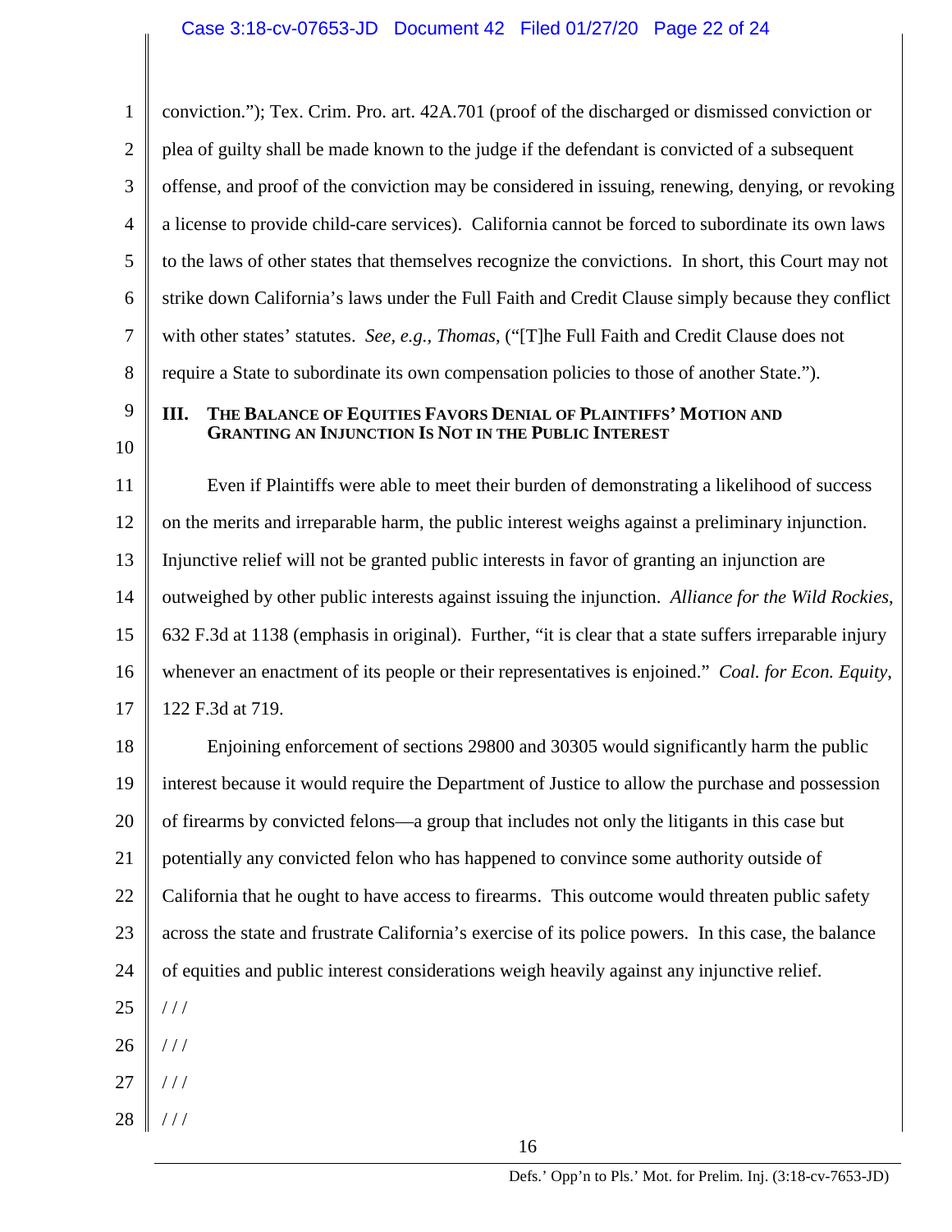conviction."); Tex. Crim. Pro. art. 42A.701 (proof of the discharged or dismissed conviction or plea of guilty shall be made known to the judge if the defendant is convicted of a subsequent offense, and proof of the conviction may be considered in issuing, renewing, denying, or revoking a license to provide child-care services). California cannot be forced to subordinate its own laws to the laws of other states that themselves recognize the convictions. In short, this Court may not strike down California's laws under the Full Faith and Credit Clause simply because they conflict with other states' statutes. *See, e.g.*, *Thomas*, ("[T]he Full Faith and Credit Clause does not require a State to subordinate its own compensation policies to those of another State.").

## III. THE BALANCE OF EQUITIES FAVORS DENIAL OF PLAINTIFFS' MOTION AND GRANTING AN INJUNCTION IS NOT IN THE PUBLIC INTEREST

Even if Plaintiffs were able to meet their burden of demonstrating a likelihood of success on the merits and irreparable harm, the public interest weighs against a preliminary injunction. Injunctive relief will not be granted public interests in favor of granting an injunction are outweighed by other public interests against issuing the injunction. *Alliance for the Wild Rockies*, 632 F.3d at 1138 (emphasis in original). Further, "it is clear that a state suffers irreparable injury whenever an enactment of its people or their representatives is enjoined." *Coal. for Econ. Equity*, 122 F.3d at 719.

Enjoining enforcement of sections 29800 and 30305 would significantly harm the public interest because it would require the Department of Justice to allow the purchase and possession of firearms by convicted felons—a group that includes not only the litigants in this case but potentially any convicted felon who has happened to convince some authority outside of California that he ought to have access to firearms. This outcome would threaten public safety across the state and frustrate California's exercise of its police powers. In this case, the balance of equities and public interest considerations weigh heavily against any injunctive relief.

/ / /

/ / /

/ / /

/ / /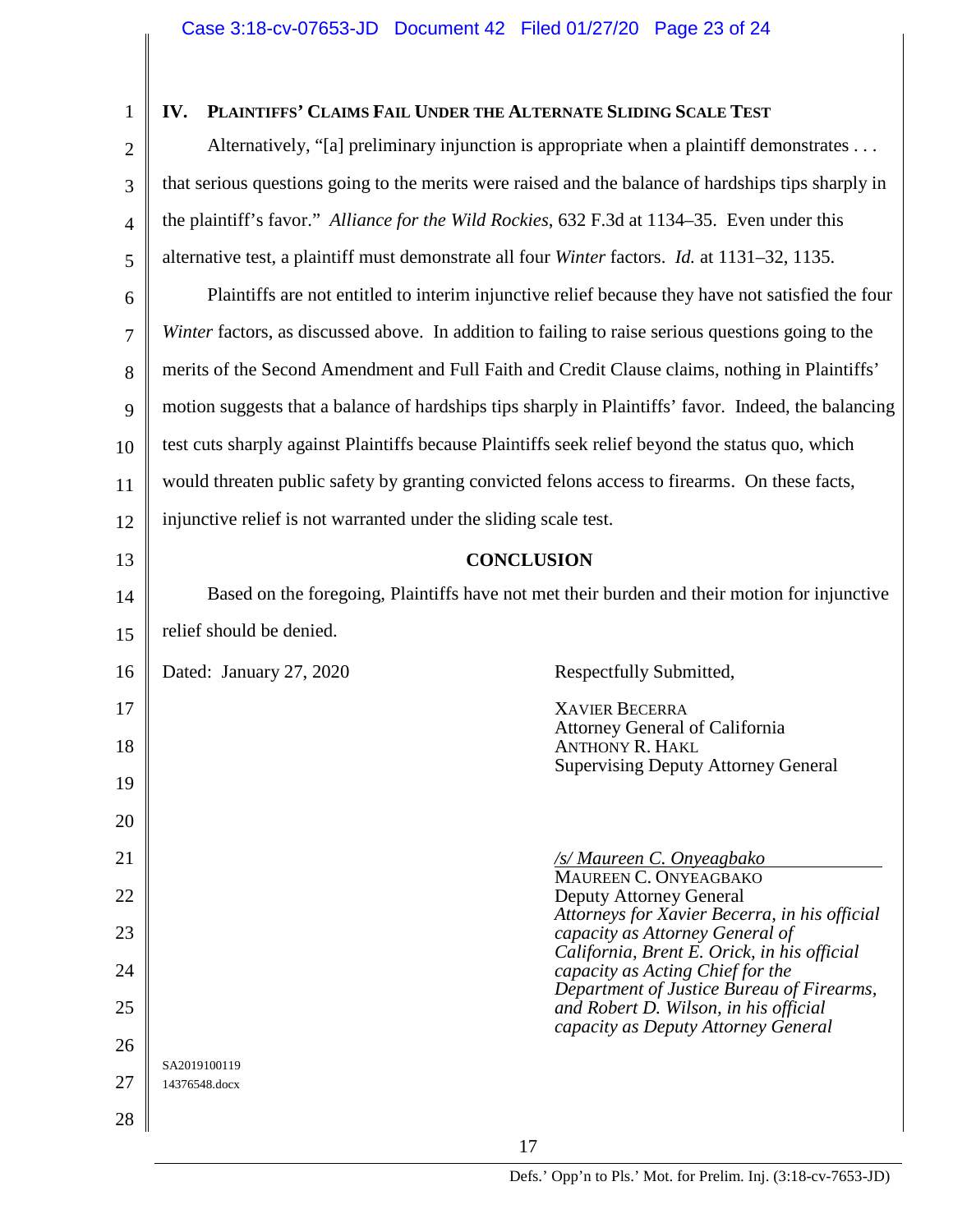## IV. PLAINTIFFS' CLAIMS FAIL UNDER THE ALTERNATE SLIDING SCALE TEST

Alternatively, "[a] preliminary injunction is appropriate when a plaintiff demonstrates . . . that serious questions going to the merits were raised and the balance of hardships tips sharply in the plaintiff's favor." *Alliance for the Wild Rockies*, 632 F.3d at 1134–35. Even under this alternative test, a plaintiff must demonstrate all four *Winter* factors. *Id.* at 1131–32, 1135.

Plaintiffs are not entitled to interim injunctive relief because they have not satisfied the four *Winter* factors, as discussed above. In addition to failing to raise serious questions going to the merits of the Second Amendment and Full Faith and Credit Clause claims, nothing in Plaintiffs' motion suggests that a balance of hardships tips sharply in Plaintiffs' favor. Indeed, the balancing test cuts sharply against Plaintiffs because Plaintiffs seek relief beyond the status quo, which would threaten public safety by granting convicted felons access to firearms. On these facts, injunctive relief is not warranted under the sliding scale test.

## CONCLUSION

Based on the foregoing, Plaintiffs have not met their burden and their motion for injunctive relief should be denied.

Dated: January 27, 2020

Respectfully Submitted,

XAVIER BECERRA
Attorney General of California
ANTHONY R. HAKL
Supervising Deputy Attorney General

*/s/ Maureen C. Onyeagbako*
MAUREEN C. ONYEAGBAKO
Deputy Attorney General
*Attorneys for Xavier Becerra, in his official capacity as Attorney General of California, Brent E. Orick, in his official capacity as Acting Chief for the Department of Justice Bureau of Firearms, and Robert D. Wilson, in his official capacity as Deputy Attorney General*

SA2019100119
14376548.docx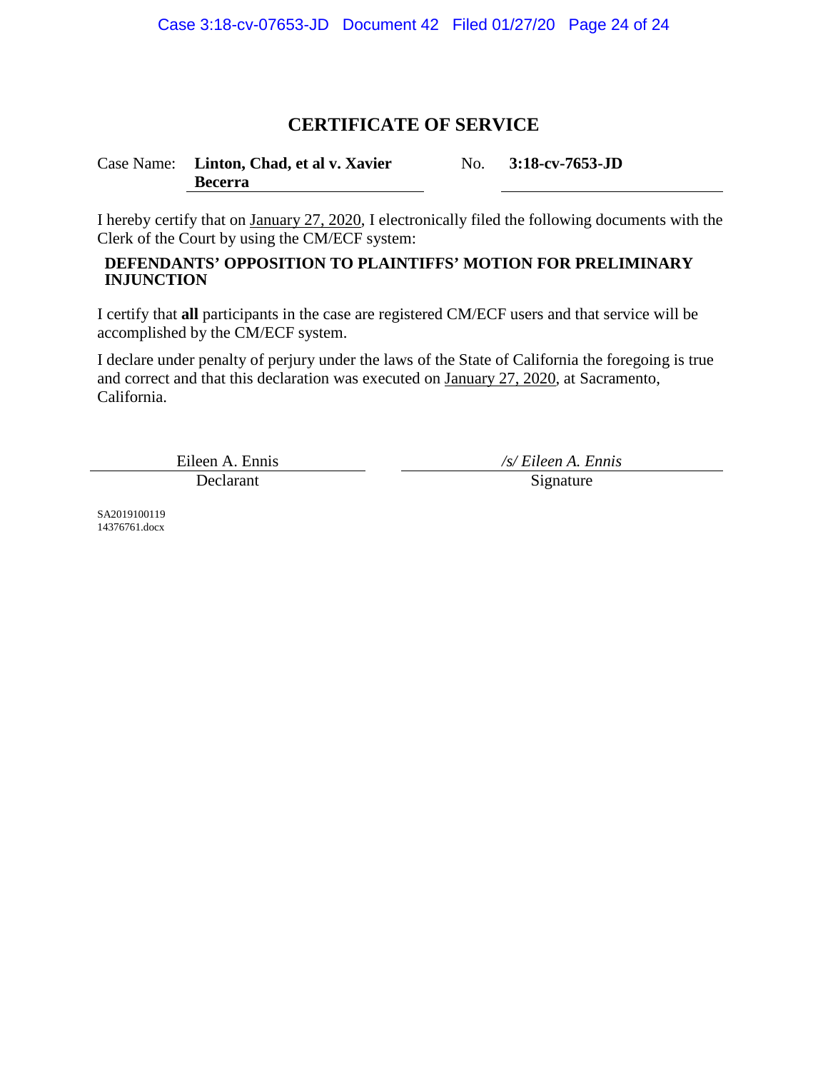# CERTIFICATE OF SERVICE

Case Name: **Linton, Chad, et al v. Xavier Becerra** No. **3:18-cv-7653-JD**

I hereby certify that on January 27, 2020, I electronically filed the following documents with the Clerk of the Court by using the CM/ECF system:

**DEFENDANTS' OPPOSITION TO PLAINTIFFS' MOTION FOR PRELIMINARY INJUNCTION**

I certify that **all** participants in the case are registered CM/ECF users and that service will be accomplished by the CM/ECF system.

I declare under penalty of perjury under the laws of the State of California the foregoing is true and correct and that this declaration was executed on January 27, 2020, at Sacramento, California.

| | |
|---|---|
| Eileen A. Ennis | */s/ Eileen A. Ennis* |
| Declarant | Signature |

SA2019100119
14376761.docx